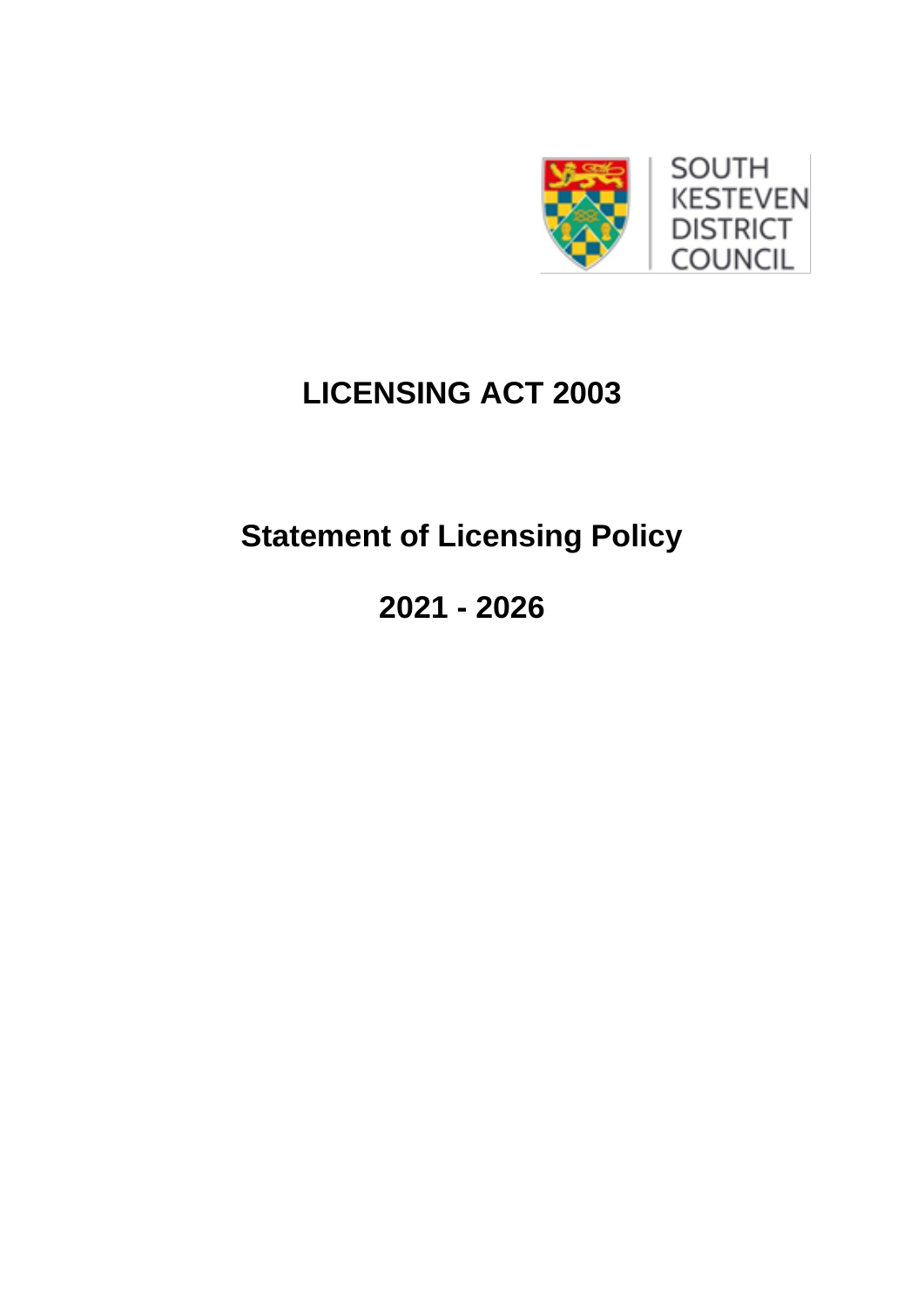SOUTH KESTEVEN DISTRICT COUNCIL

# LICENSING ACT 2003

## Statement of Licensing Policy

## 2021 - 2026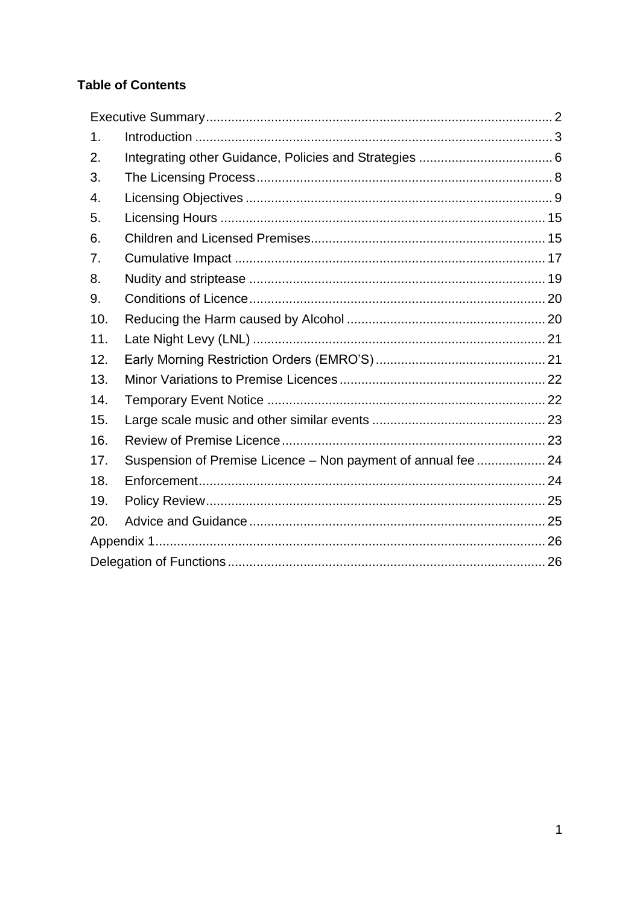**Table of Contents**

Executive Summary ........ 2

1. Introduction ........ 3
2. Integrating other Guidance, Policies and Strategies ........ 6
3. The Licensing Process ........ 8
4. Licensing Objectives ........ 9
5. Licensing Hours ........ 15
6. Children and Licensed Premises ........ 15
7. Cumulative Impact ........ 17
8. Nudity and striptease ........ 19
9. Conditions of Licence ........ 20
10. Reducing the Harm caused by Alcohol ........ 20
11. Late Night Levy (LNL) ........ 21
12. Early Morning Restriction Orders (EMRO'S) ........ 21
13. Minor Variations to Premise Licences ........ 22
14. Temporary Event Notice ........ 22
15. Large scale music and other similar events ........ 23
16. Review of Premise Licence ........ 23
17. Suspension of Premise Licence – Non payment of annual fee ........ 24
18. Enforcement ........ 24
19. Policy Review ........ 25
20. Advice and Guidance ........ 25

Appendix 1 ........ 26

Delegation of Functions ........ 26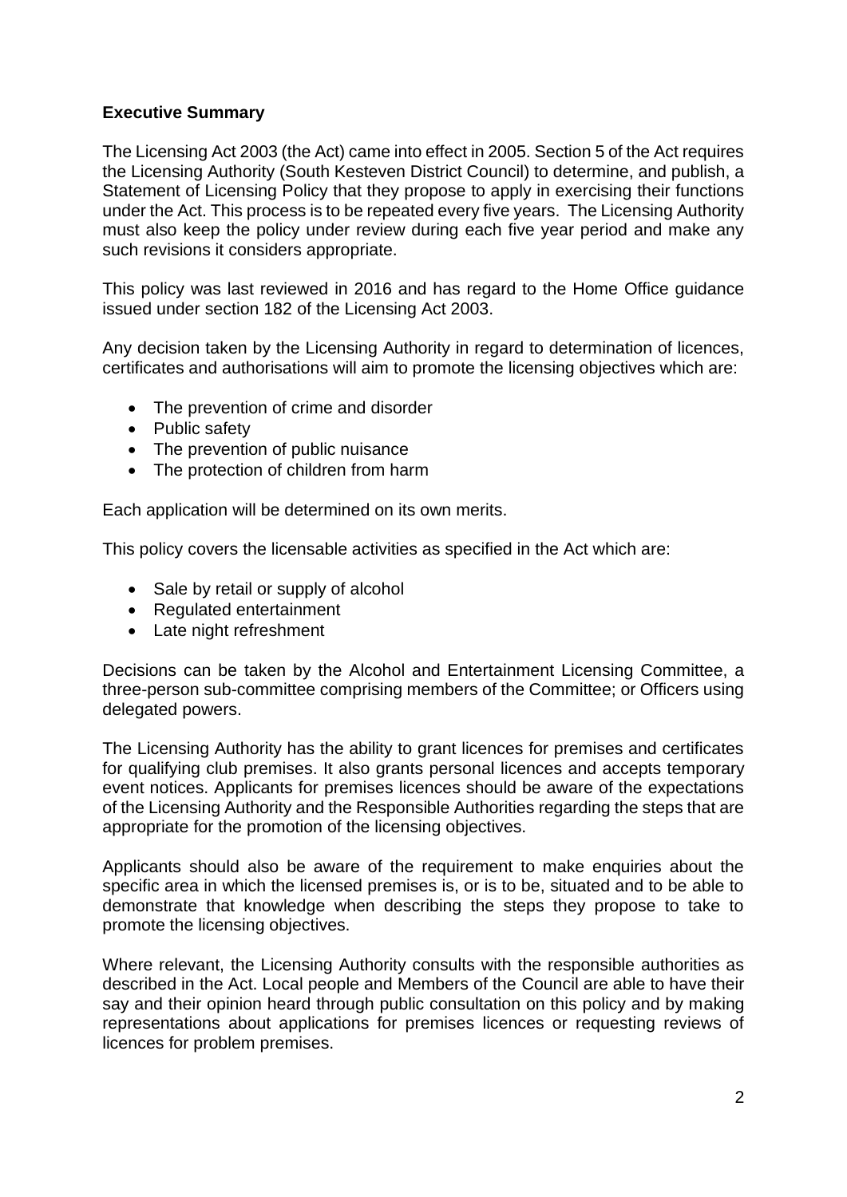## Executive Summary

The Licensing Act 2003 (the Act) came into effect in 2005. Section 5 of the Act requires the Licensing Authority (South Kesteven District Council) to determine, and publish, a Statement of Licensing Policy that they propose to apply in exercising their functions under the Act. This process is to be repeated every five years. The Licensing Authority must also keep the policy under review during each five year period and make any such revisions it considers appropriate.

This policy was last reviewed in 2016 and has regard to the Home Office guidance issued under section 182 of the Licensing Act 2003.

Any decision taken by the Licensing Authority in regard to determination of licences, certificates and authorisations will aim to promote the licensing objectives which are:

- The prevention of crime and disorder
- Public safety
- The prevention of public nuisance
- The protection of children from harm

Each application will be determined on its own merits.

This policy covers the licensable activities as specified in the Act which are:

- Sale by retail or supply of alcohol
- Regulated entertainment
- Late night refreshment

Decisions can be taken by the Alcohol and Entertainment Licensing Committee, a three-person sub-committee comprising members of the Committee; or Officers using delegated powers.

The Licensing Authority has the ability to grant licences for premises and certificates for qualifying club premises. It also grants personal licences and accepts temporary event notices. Applicants for premises licences should be aware of the expectations of the Licensing Authority and the Responsible Authorities regarding the steps that are appropriate for the promotion of the licensing objectives.

Applicants should also be aware of the requirement to make enquiries about the specific area in which the licensed premises is, or is to be, situated and to be able to demonstrate that knowledge when describing the steps they propose to take to promote the licensing objectives.

Where relevant, the Licensing Authority consults with the responsible authorities as described in the Act. Local people and Members of the Council are able to have their say and their opinion heard through public consultation on this policy and by making representations about applications for premises licences or requesting reviews of licences for problem premises.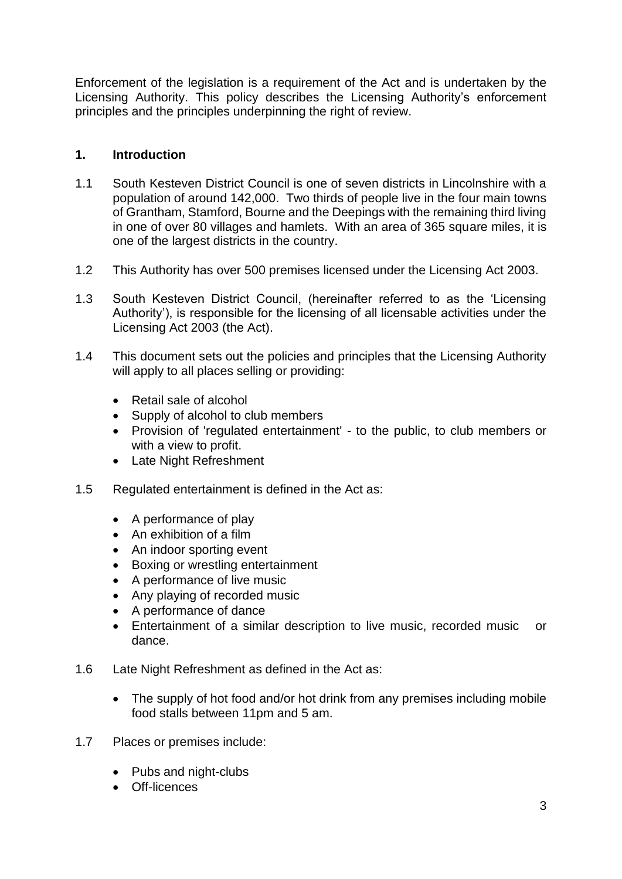Enforcement of the legislation is a requirement of the Act and is undertaken by the Licensing Authority. This policy describes the Licensing Authority's enforcement principles and the principles underpinning the right of review.

## 1. Introduction

1.1 South Kesteven District Council is one of seven districts in Lincolnshire with a population of around 142,000. Two thirds of people live in the four main towns of Grantham, Stamford, Bourne and the Deepings with the remaining third living in one of over 80 villages and hamlets. With an area of 365 square miles, it is one of the largest districts in the country.

1.2 This Authority has over 500 premises licensed under the Licensing Act 2003.

1.3 South Kesteven District Council, (hereinafter referred to as the 'Licensing Authority'), is responsible for the licensing of all licensable activities under the Licensing Act 2003 (the Act).

1.4 This document sets out the policies and principles that the Licensing Authority will apply to all places selling or providing:

- Retail sale of alcohol
- Supply of alcohol to club members
- Provision of 'regulated entertainment' - to the public, to club members or with a view to profit.
- Late Night Refreshment

1.5 Regulated entertainment is defined in the Act as:

- A performance of play
- An exhibition of a film
- An indoor sporting event
- Boxing or wrestling entertainment
- A performance of live music
- Any playing of recorded music
- A performance of dance
- Entertainment of a similar description to live music, recorded music or dance.

1.6 Late Night Refreshment as defined in the Act as:

- The supply of hot food and/or hot drink from any premises including mobile food stalls between 11pm and 5 am.

1.7 Places or premises include:

- Pubs and night-clubs
- Off-licences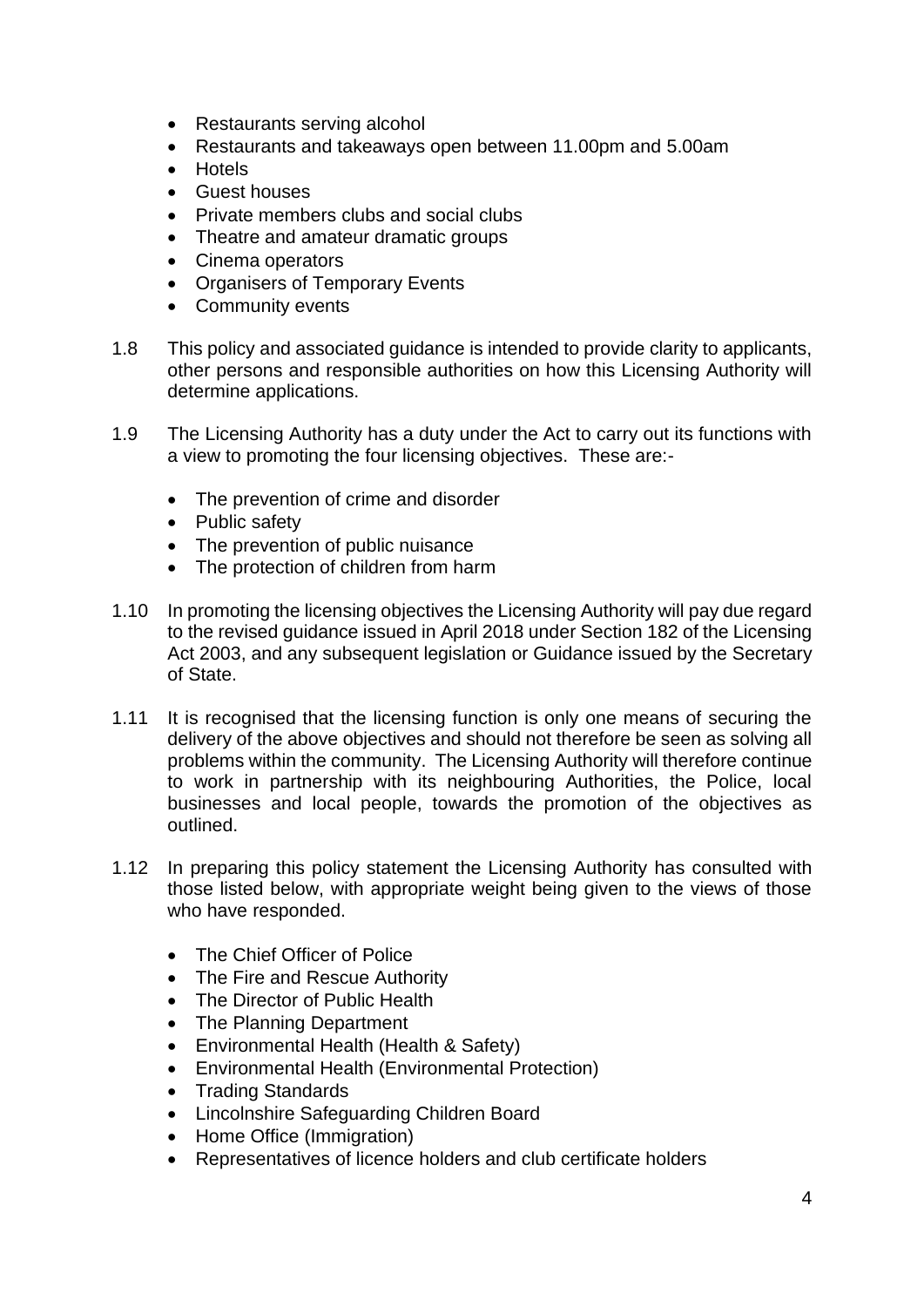- Restaurants serving alcohol
- Restaurants and takeaways open between 11.00pm and 5.00am
- Hotels
- Guest houses
- Private members clubs and social clubs
- Theatre and amateur dramatic groups
- Cinema operators
- Organisers of Temporary Events
- Community events

1.8 This policy and associated guidance is intended to provide clarity to applicants, other persons and responsible authorities on how this Licensing Authority will determine applications.

1.9 The Licensing Authority has a duty under the Act to carry out its functions with a view to promoting the four licensing objectives. These are:-

- The prevention of crime and disorder
- Public safety
- The prevention of public nuisance
- The protection of children from harm

1.10 In promoting the licensing objectives the Licensing Authority will pay due regard to the revised guidance issued in April 2018 under Section 182 of the Licensing Act 2003, and any subsequent legislation or Guidance issued by the Secretary of State.

1.11 It is recognised that the licensing function is only one means of securing the delivery of the above objectives and should not therefore be seen as solving all problems within the community. The Licensing Authority will therefore continue to work in partnership with its neighbouring Authorities, the Police, local businesses and local people, towards the promotion of the objectives as outlined.

1.12 In preparing this policy statement the Licensing Authority has consulted with those listed below, with appropriate weight being given to the views of those who have responded.

- The Chief Officer of Police
- The Fire and Rescue Authority
- The Director of Public Health
- The Planning Department
- Environmental Health (Health & Safety)
- Environmental Health (Environmental Protection)
- Trading Standards
- Lincolnshire Safeguarding Children Board
- Home Office (Immigration)
- Representatives of licence holders and club certificate holders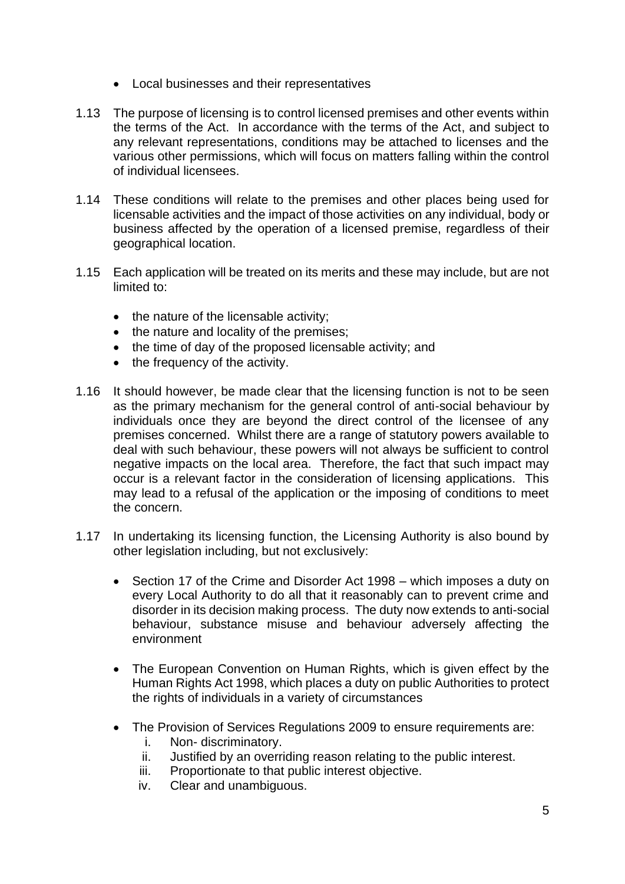- Local businesses and their representatives

1.13 The purpose of licensing is to control licensed premises and other events within the terms of the Act. In accordance with the terms of the Act, and subject to any relevant representations, conditions may be attached to licenses and the various other permissions, which will focus on matters falling within the control of individual licensees.

1.14 These conditions will relate to the premises and other places being used for licensable activities and the impact of those activities on any individual, body or business affected by the operation of a licensed premise, regardless of their geographical location.

1.15 Each application will be treated on its merits and these may include, but are not limited to:

- the nature of the licensable activity;
- the nature and locality of the premises;
- the time of day of the proposed licensable activity; and
- the frequency of the activity.

1.16 It should however, be made clear that the licensing function is not to be seen as the primary mechanism for the general control of anti-social behaviour by individuals once they are beyond the direct control of the licensee of any premises concerned. Whilst there are a range of statutory powers available to deal with such behaviour, these powers will not always be sufficient to control negative impacts on the local area. Therefore, the fact that such impact may occur is a relevant factor in the consideration of licensing applications. This may lead to a refusal of the application or the imposing of conditions to meet the concern.

1.17 In undertaking its licensing function, the Licensing Authority is also bound by other legislation including, but not exclusively:

- Section 17 of the Crime and Disorder Act 1998 – which imposes a duty on every Local Authority to do all that it reasonably can to prevent crime and disorder in its decision making process. The duty now extends to anti-social behaviour, substance misuse and behaviour adversely affecting the environment

- The European Convention on Human Rights, which is given effect by the Human Rights Act 1998, which places a duty on public Authorities to protect the rights of individuals in a variety of circumstances

- The Provision of Services Regulations 2009 to ensure requirements are:
  1. Non- discriminatory.
  2. Justified by an overriding reason relating to the public interest.
  3. Proportionate to that public interest objective.
  4. Clear and unambiguous.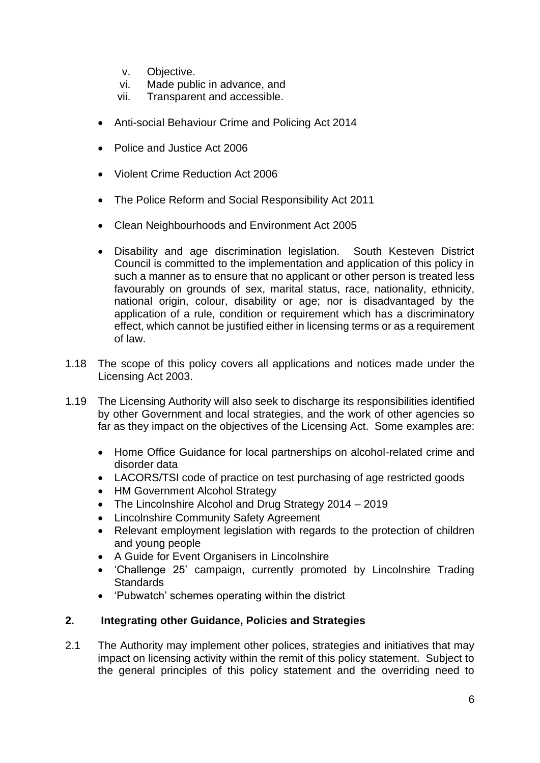v. Objective.
vi. Made public in advance, and
vii. Transparent and accessible.

- Anti-social Behaviour Crime and Policing Act 2014
- Police and Justice Act 2006
- Violent Crime Reduction Act 2006
- The Police Reform and Social Responsibility Act 2011
- Clean Neighbourhoods and Environment Act 2005
- Disability and age discrimination legislation. South Kesteven District Council is committed to the implementation and application of this policy in such a manner as to ensure that no applicant or other person is treated less favourably on grounds of sex, marital status, race, nationality, ethnicity, national origin, colour, disability or age; nor is disadvantaged by the application of a rule, condition or requirement which has a discriminatory effect, which cannot be justified either in licensing terms or as a requirement of law.

1.18 The scope of this policy covers all applications and notices made under the Licensing Act 2003.

1.19 The Licensing Authority will also seek to discharge its responsibilities identified by other Government and local strategies, and the work of other agencies so far as they impact on the objectives of the Licensing Act. Some examples are:

- Home Office Guidance for local partnerships on alcohol-related crime and disorder data
- LACORS/TSI code of practice on test purchasing of age restricted goods
- HM Government Alcohol Strategy
- The Lincolnshire Alcohol and Drug Strategy 2014 – 2019
- Lincolnshire Community Safety Agreement
- Relevant employment legislation with regards to the protection of children and young people
- A Guide for Event Organisers in Lincolnshire
- 'Challenge 25' campaign, currently promoted by Lincolnshire Trading Standards
- 'Pubwatch' schemes operating within the district

## 2. Integrating other Guidance, Policies and Strategies

2.1 The Authority may implement other polices, strategies and initiatives that may impact on licensing activity within the remit of this policy statement. Subject to the general principles of this policy statement and the overriding need to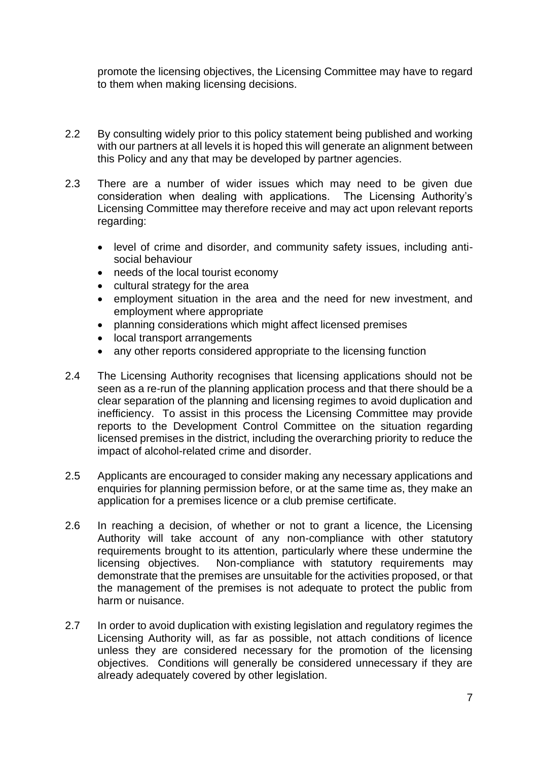promote the licensing objectives, the Licensing Committee may have to regard to them when making licensing decisions.

2.2 By consulting widely prior to this policy statement being published and working with our partners at all levels it is hoped this will generate an alignment between this Policy and any that may be developed by partner agencies.

2.3 There are a number of wider issues which may need to be given due consideration when dealing with applications. The Licensing Authority's Licensing Committee may therefore receive and may act upon relevant reports regarding:

- level of crime and disorder, and community safety issues, including anti-social behaviour
- needs of the local tourist economy
- cultural strategy for the area
- employment situation in the area and the need for new investment, and employment where appropriate
- planning considerations which might affect licensed premises
- local transport arrangements
- any other reports considered appropriate to the licensing function

2.4 The Licensing Authority recognises that licensing applications should not be seen as a re-run of the planning application process and that there should be a clear separation of the planning and licensing regimes to avoid duplication and inefficiency. To assist in this process the Licensing Committee may provide reports to the Development Control Committee on the situation regarding licensed premises in the district, including the overarching priority to reduce the impact of alcohol-related crime and disorder.

2.5 Applicants are encouraged to consider making any necessary applications and enquiries for planning permission before, or at the same time as, they make an application for a premises licence or a club premise certificate.

2.6 In reaching a decision, of whether or not to grant a licence, the Licensing Authority will take account of any non-compliance with other statutory requirements brought to its attention, particularly where these undermine the licensing objectives. Non-compliance with statutory requirements may demonstrate that the premises are unsuitable for the activities proposed, or that the management of the premises is not adequate to protect the public from harm or nuisance.

2.7 In order to avoid duplication with existing legislation and regulatory regimes the Licensing Authority will, as far as possible, not attach conditions of licence unless they are considered necessary for the promotion of the licensing objectives. Conditions will generally be considered unnecessary if they are already adequately covered by other legislation.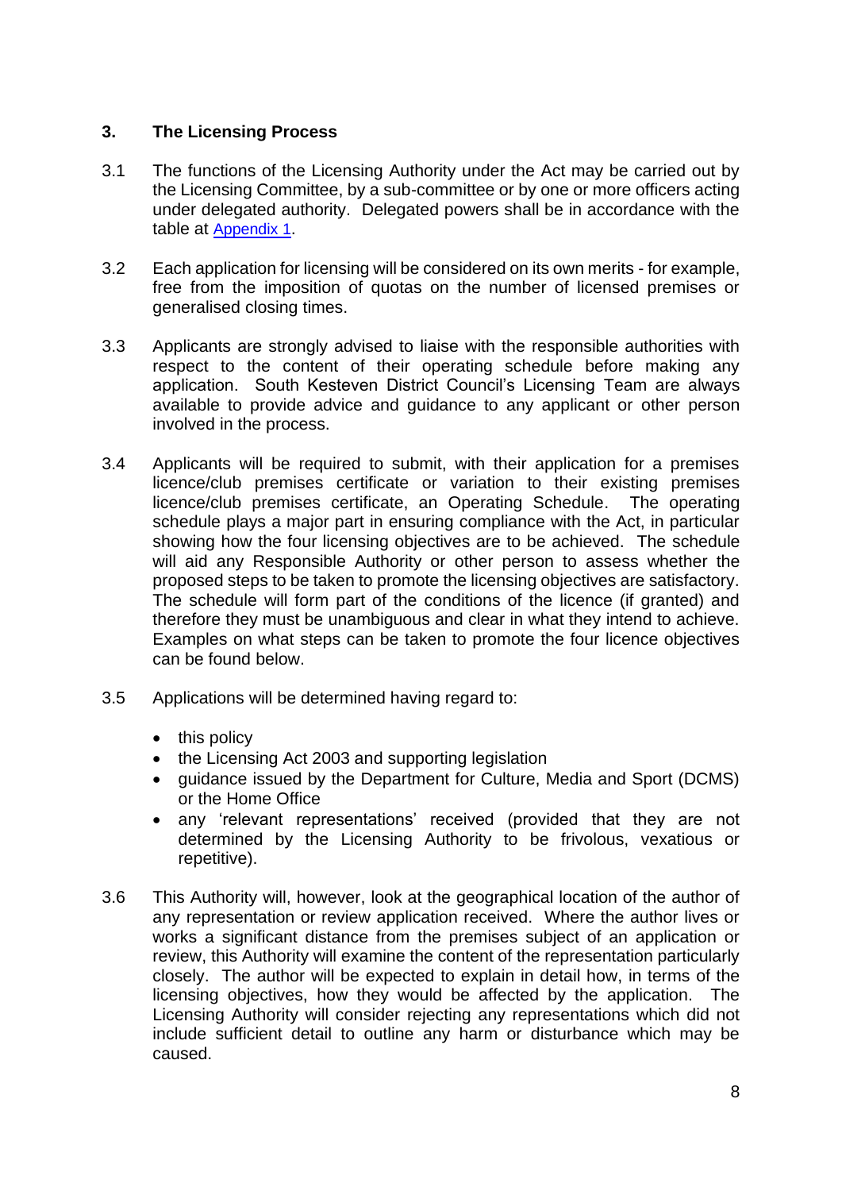## 3. The Licensing Process

3.1 The functions of the Licensing Authority under the Act may be carried out by the Licensing Committee, by a sub-committee or by one or more officers acting under delegated authority. Delegated powers shall be in accordance with the table at Appendix 1.

3.2 Each application for licensing will be considered on its own merits - for example, free from the imposition of quotas on the number of licensed premises or generalised closing times.

3.3 Applicants are strongly advised to liaise with the responsible authorities with respect to the content of their operating schedule before making any application. South Kesteven District Council's Licensing Team are always available to provide advice and guidance to any applicant or other person involved in the process.

3.4 Applicants will be required to submit, with their application for a premises licence/club premises certificate or variation to their existing premises licence/club premises certificate, an Operating Schedule. The operating schedule plays a major part in ensuring compliance with the Act, in particular showing how the four licensing objectives are to be achieved. The schedule will aid any Responsible Authority or other person to assess whether the proposed steps to be taken to promote the licensing objectives are satisfactory. The schedule will form part of the conditions of the licence (if granted) and therefore they must be unambiguous and clear in what they intend to achieve. Examples on what steps can be taken to promote the four licence objectives can be found below.

3.5 Applications will be determined having regard to:

- this policy
- the Licensing Act 2003 and supporting legislation
- guidance issued by the Department for Culture, Media and Sport (DCMS) or the Home Office
- any 'relevant representations' received (provided that they are not determined by the Licensing Authority to be frivolous, vexatious or repetitive).

3.6 This Authority will, however, look at the geographical location of the author of any representation or review application received. Where the author lives or works a significant distance from the premises subject of an application or review, this Authority will examine the content of the representation particularly closely. The author will be expected to explain in detail how, in terms of the licensing objectives, how they would be affected by the application. The Licensing Authority will consider rejecting any representations which did not include sufficient detail to outline any harm or disturbance which may be caused.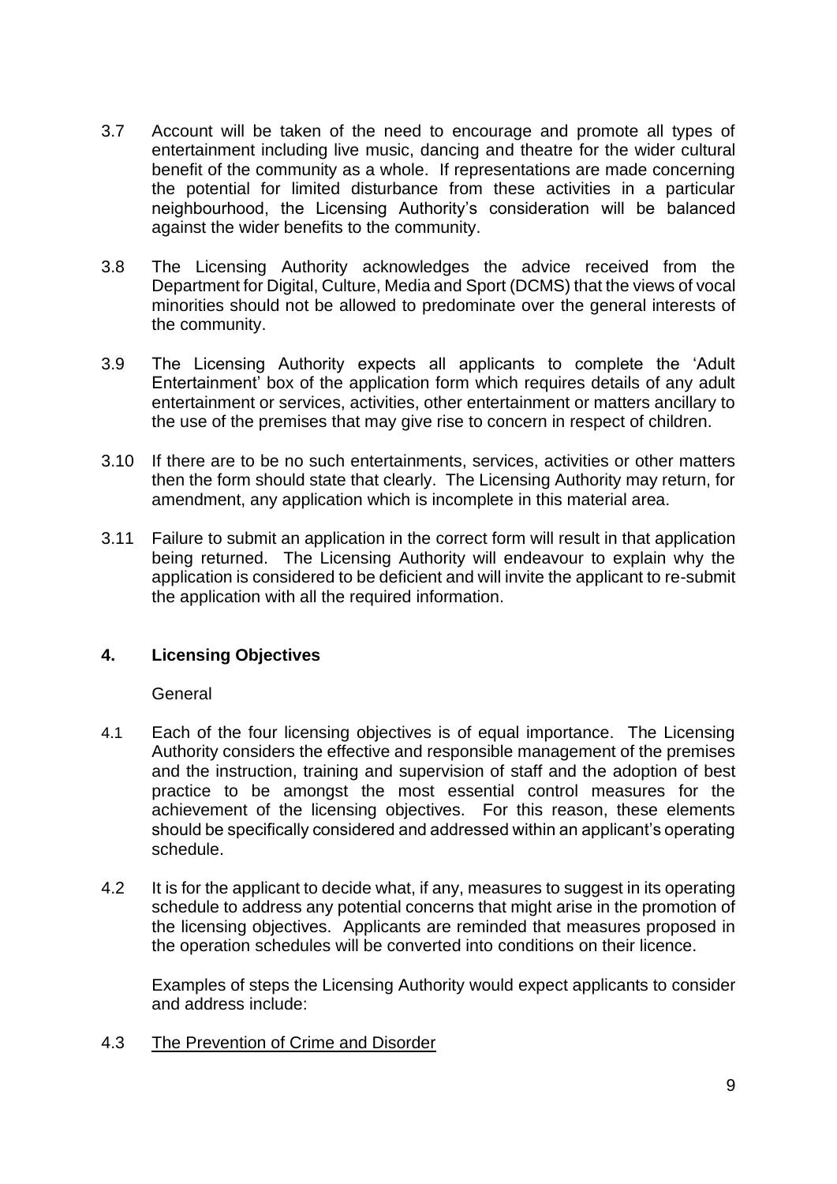3.7 Account will be taken of the need to encourage and promote all types of entertainment including live music, dancing and theatre for the wider cultural benefit of the community as a whole. If representations are made concerning the potential for limited disturbance from these activities in a particular neighbourhood, the Licensing Authority's consideration will be balanced against the wider benefits to the community.

3.8 The Licensing Authority acknowledges the advice received from the Department for Digital, Culture, Media and Sport (DCMS) that the views of vocal minorities should not be allowed to predominate over the general interests of the community.

3.9 The Licensing Authority expects all applicants to complete the 'Adult Entertainment' box of the application form which requires details of any adult entertainment or services, activities, other entertainment or matters ancillary to the use of the premises that may give rise to concern in respect of children.

3.10 If there are to be no such entertainments, services, activities or other matters then the form should state that clearly. The Licensing Authority may return, for amendment, any application which is incomplete in this material area.

3.11 Failure to submit an application in the correct form will result in that application being returned. The Licensing Authority will endeavour to explain why the application is considered to be deficient and will invite the applicant to re-submit the application with all the required information.

## 4. Licensing Objectives

General

4.1 Each of the four licensing objectives is of equal importance. The Licensing Authority considers the effective and responsible management of the premises and the instruction, training and supervision of staff and the adoption of best practice to be amongst the most essential control measures for the achievement of the licensing objectives. For this reason, these elements should be specifically considered and addressed within an applicant's operating schedule.

4.2 It is for the applicant to decide what, if any, measures to suggest in its operating schedule to address any potential concerns that might arise in the promotion of the licensing objectives. Applicants are reminded that measures proposed in the operation schedules will be converted into conditions on their licence.

Examples of steps the Licensing Authority would expect applicants to consider and address include:

4.3 The Prevention of Crime and Disorder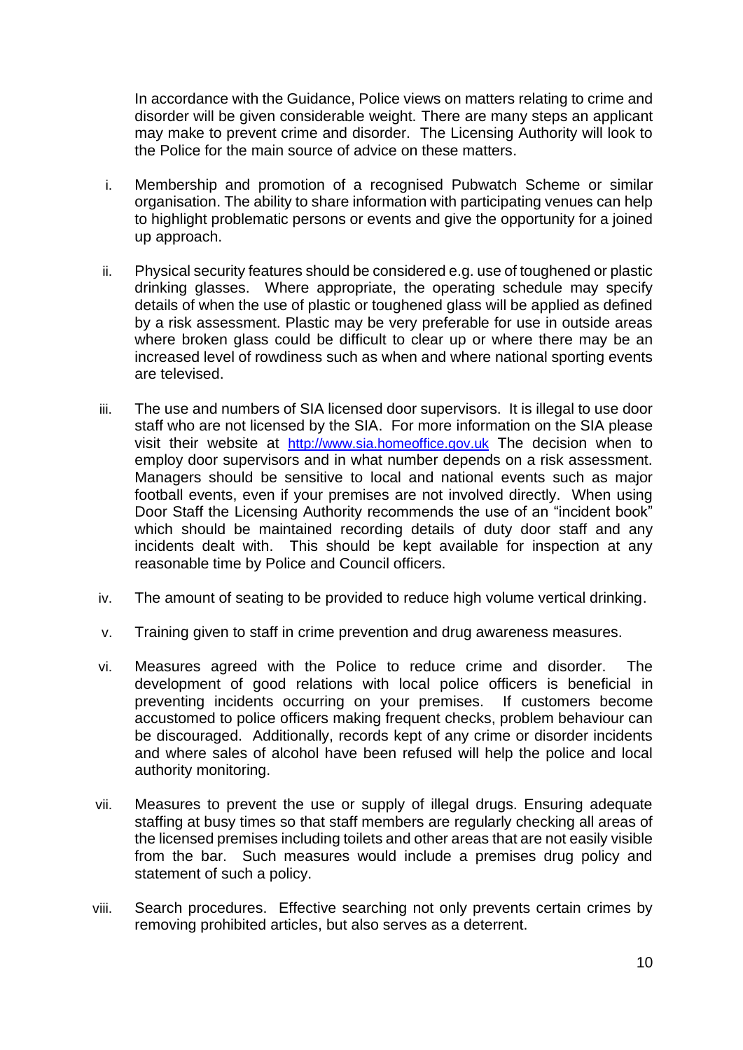In accordance with the Guidance, Police views on matters relating to crime and disorder will be given considerable weight. There are many steps an applicant may make to prevent crime and disorder. The Licensing Authority will look to the Police for the main source of advice on these matters.

i. Membership and promotion of a recognised Pubwatch Scheme or similar organisation. The ability to share information with participating venues can help to highlight problematic persons or events and give the opportunity for a joined up approach.

ii. Physical security features should be considered e.g. use of toughened or plastic drinking glasses. Where appropriate, the operating schedule may specify details of when the use of plastic or toughened glass will be applied as defined by a risk assessment. Plastic may be very preferable for use in outside areas where broken glass could be difficult to clear up or where there may be an increased level of rowdiness such as when and where national sporting events are televised.

iii. The use and numbers of SIA licensed door supervisors. It is illegal to use door staff who are not licensed by the SIA. For more information on the SIA please visit their website at [http://www.sia.homeoffice.gov.uk](http://www.sia.homeoffice.gov.uk) The decision when to employ door supervisors and in what number depends on a risk assessment. Managers should be sensitive to local and national events such as major football events, even if your premises are not involved directly. When using Door Staff the Licensing Authority recommends the use of an "incident book" which should be maintained recording details of duty door staff and any incidents dealt with. This should be kept available for inspection at any reasonable time by Police and Council officers.

iv. The amount of seating to be provided to reduce high volume vertical drinking.

v. Training given to staff in crime prevention and drug awareness measures.

vi. Measures agreed with the Police to reduce crime and disorder. The development of good relations with local police officers is beneficial in preventing incidents occurring on your premises. If customers become accustomed to police officers making frequent checks, problem behaviour can be discouraged. Additionally, records kept of any crime or disorder incidents and where sales of alcohol have been refused will help the police and local authority monitoring.

vii. Measures to prevent the use or supply of illegal drugs. Ensuring adequate staffing at busy times so that staff members are regularly checking all areas of the licensed premises including toilets and other areas that are not easily visible from the bar. Such measures would include a premises drug policy and statement of such a policy.

viii. Search procedures. Effective searching not only prevents certain crimes by removing prohibited articles, but also serves as a deterrent.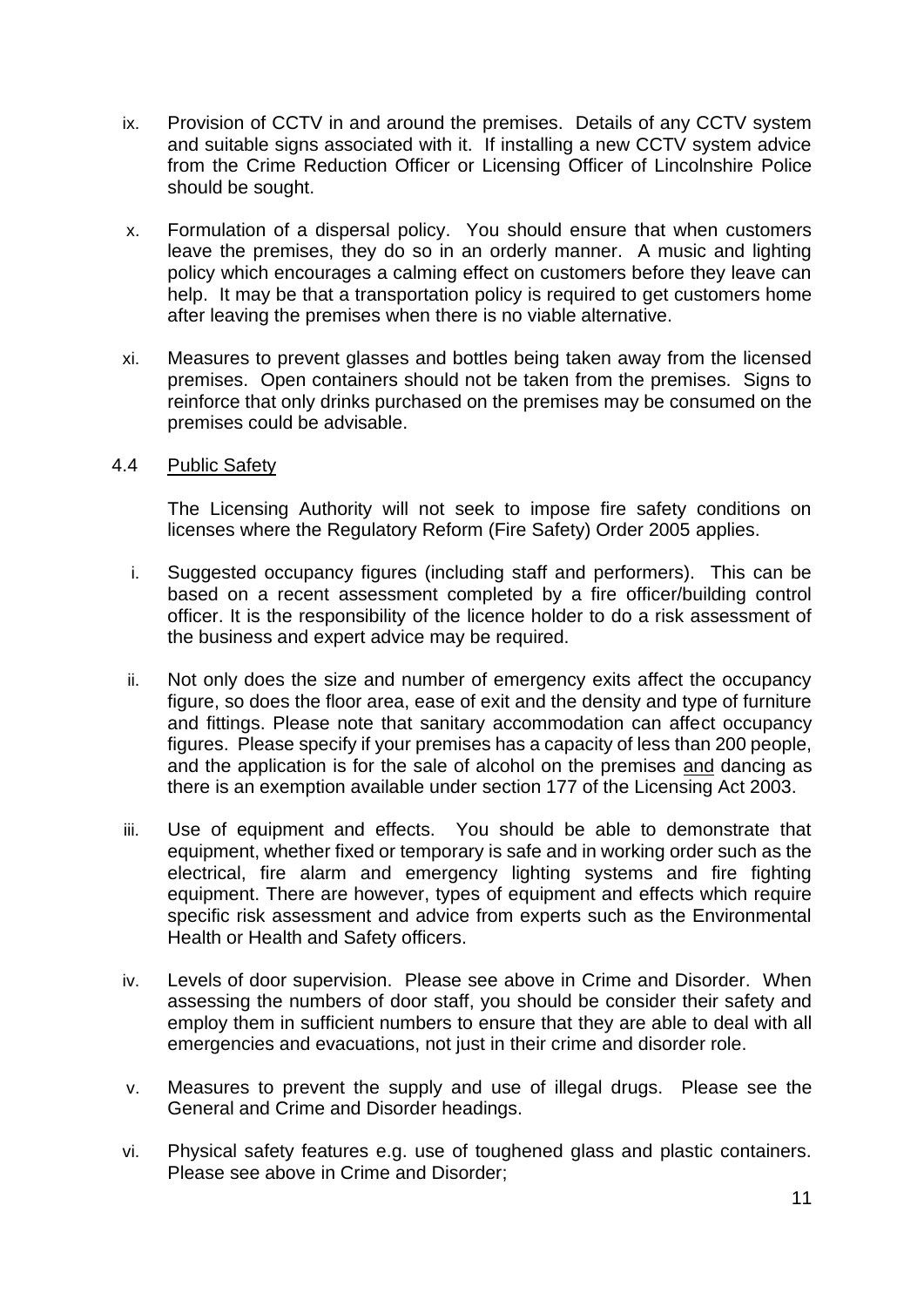ix. Provision of CCTV in and around the premises. Details of any CCTV system and suitable signs associated with it. If installing a new CCTV system advice from the Crime Reduction Officer or Licensing Officer of Lincolnshire Police should be sought.

x. Formulation of a dispersal policy. You should ensure that when customers leave the premises, they do so in an orderly manner. A music and lighting policy which encourages a calming effect on customers before they leave can help. It may be that a transportation policy is required to get customers home after leaving the premises when there is no viable alternative.

xi. Measures to prevent glasses and bottles being taken away from the licensed premises. Open containers should not be taken from the premises. Signs to reinforce that only drinks purchased on the premises may be consumed on the premises could be advisable.

### 4.4 Public Safety

The Licensing Authority will not seek to impose fire safety conditions on licenses where the Regulatory Reform (Fire Safety) Order 2005 applies.

i. Suggested occupancy figures (including staff and performers). This can be based on a recent assessment completed by a fire officer/building control officer. It is the responsibility of the licence holder to do a risk assessment of the business and expert advice may be required.

ii. Not only does the size and number of emergency exits affect the occupancy figure, so does the floor area, ease of exit and the density and type of furniture and fittings. Please note that sanitary accommodation can affect occupancy figures. Please specify if your premises has a capacity of less than 200 people, and the application is for the sale of alcohol on the premises and dancing as there is an exemption available under section 177 of the Licensing Act 2003.

iii. Use of equipment and effects. You should be able to demonstrate that equipment, whether fixed or temporary is safe and in working order such as the electrical, fire alarm and emergency lighting systems and fire fighting equipment. There are however, types of equipment and effects which require specific risk assessment and advice from experts such as the Environmental Health or Health and Safety officers.

iv. Levels of door supervision. Please see above in Crime and Disorder. When assessing the numbers of door staff, you should be consider their safety and employ them in sufficient numbers to ensure that they are able to deal with all emergencies and evacuations, not just in their crime and disorder role.

v. Measures to prevent the supply and use of illegal drugs. Please see the General and Crime and Disorder headings.

vi. Physical safety features e.g. use of toughened glass and plastic containers. Please see above in Crime and Disorder;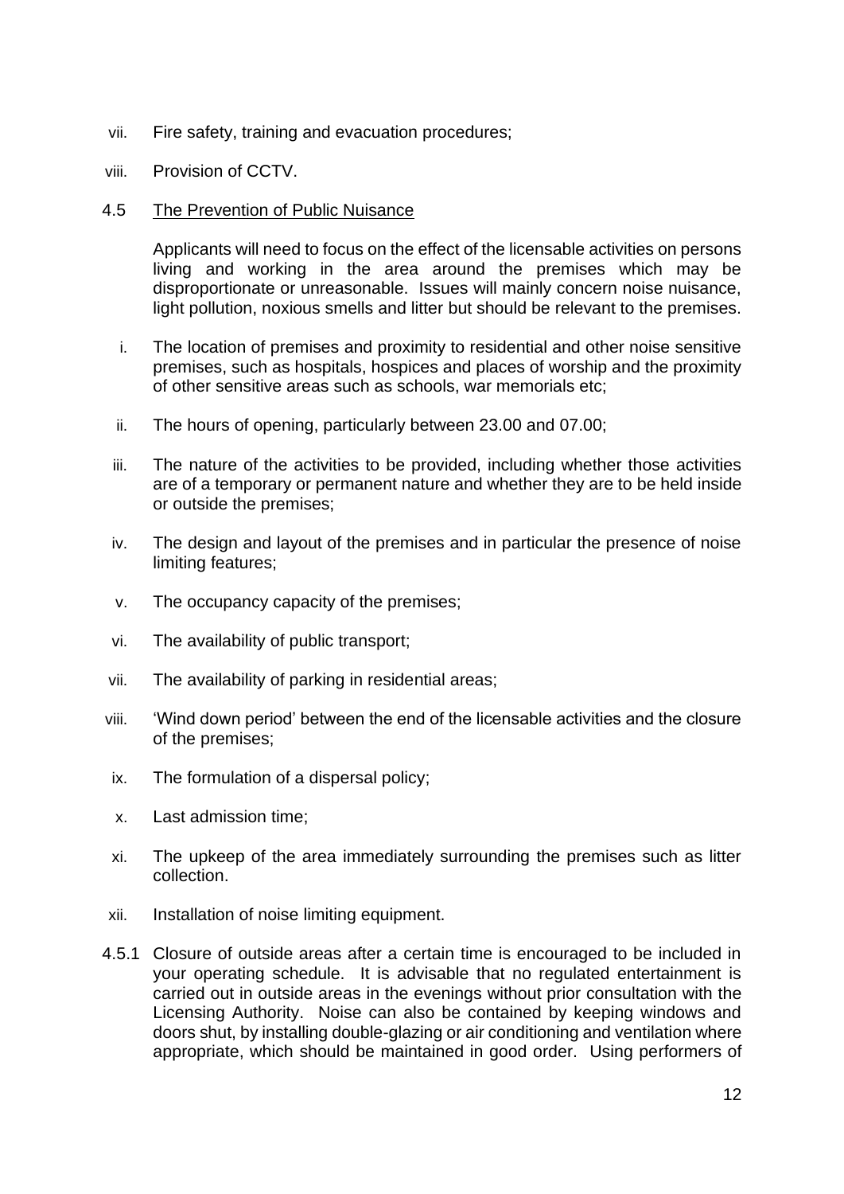vii. Fire safety, training and evacuation procedures;

viii. Provision of CCTV.

4.5 <u>The Prevention of Public Nuisance</u>

Applicants will need to focus on the effect of the licensable activities on persons living and working in the area around the premises which may be disproportionate or unreasonable. Issues will mainly concern noise nuisance, light pollution, noxious smells and litter but should be relevant to the premises.

i. The location of premises and proximity to residential and other noise sensitive premises, such as hospitals, hospices and places of worship and the proximity of other sensitive areas such as schools, war memorials etc;

ii. The hours of opening, particularly between 23.00 and 07.00;

iii. The nature of the activities to be provided, including whether those activities are of a temporary or permanent nature and whether they are to be held inside or outside the premises;

iv. The design and layout of the premises and in particular the presence of noise limiting features;

v. The occupancy capacity of the premises;

vi. The availability of public transport;

vii. The availability of parking in residential areas;

viii. 'Wind down period' between the end of the licensable activities and the closure of the premises;

ix. The formulation of a dispersal policy;

x. Last admission time;

xi. The upkeep of the area immediately surrounding the premises such as litter collection.

xii. Installation of noise limiting equipment.

4.5.1 Closure of outside areas after a certain time is encouraged to be included in your operating schedule. It is advisable that no regulated entertainment is carried out in outside areas in the evenings without prior consultation with the Licensing Authority. Noise can also be contained by keeping windows and doors shut, by installing double-glazing or air conditioning and ventilation where appropriate, which should be maintained in good order. Using performers of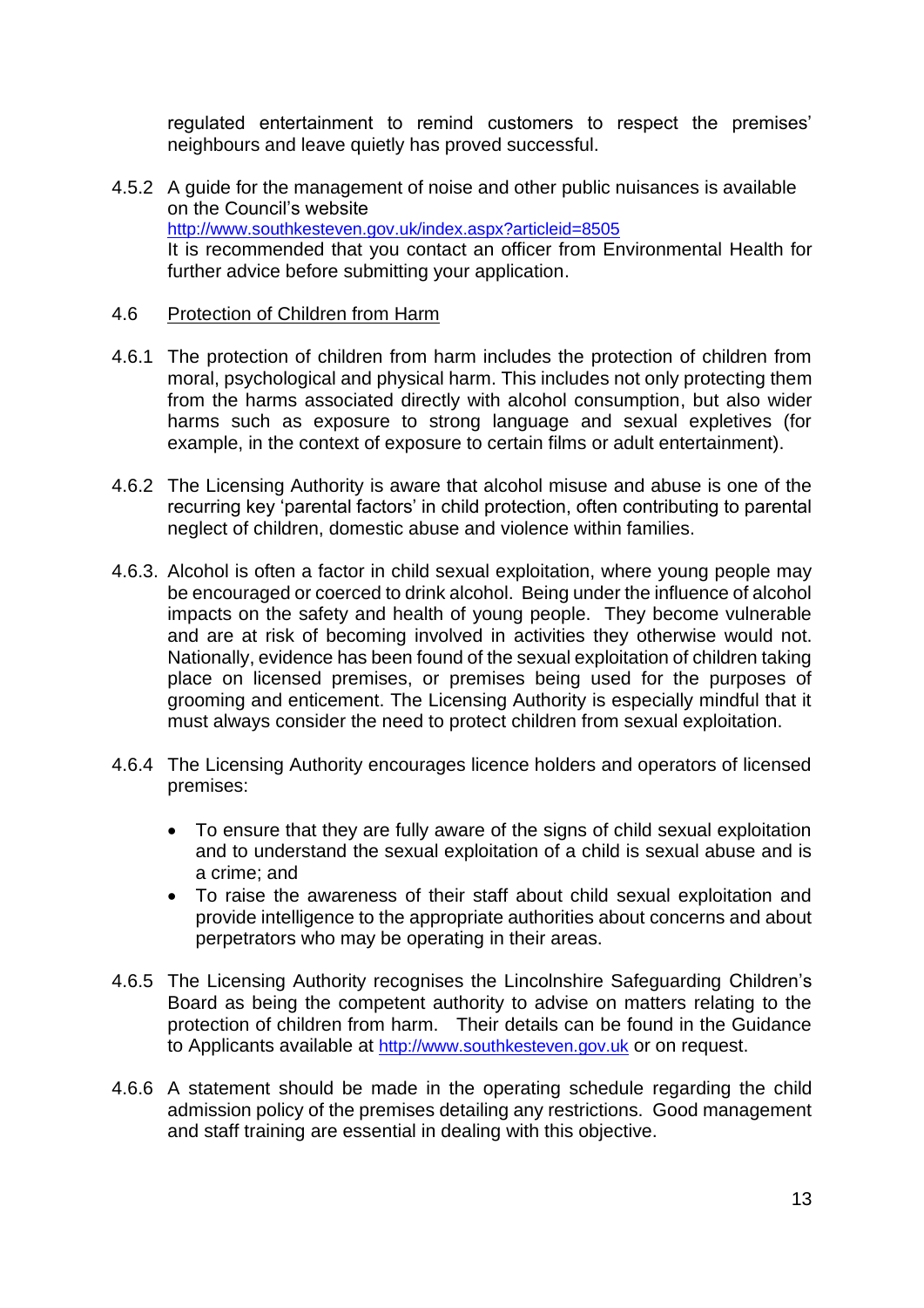regulated entertainment to remind customers to respect the premises' neighbours and leave quietly has proved successful.

4.5.2 A guide for the management of noise and other public nuisances is available on the Council's website http://www.southkesteven.gov.uk/index.aspx?articleid=8505 It is recommended that you contact an officer from Environmental Health for further advice before submitting your application.

4.6 <u>Protection of Children from Harm</u>

4.6.1 The protection of children from harm includes the protection of children from moral, psychological and physical harm. This includes not only protecting them from the harms associated directly with alcohol consumption, but also wider harms such as exposure to strong language and sexual expletives (for example, in the context of exposure to certain films or adult entertainment).

4.6.2 The Licensing Authority is aware that alcohol misuse and abuse is one of the recurring key 'parental factors' in child protection, often contributing to parental neglect of children, domestic abuse and violence within families.

4.6.3. Alcohol is often a factor in child sexual exploitation, where young people may be encouraged or coerced to drink alcohol. Being under the influence of alcohol impacts on the safety and health of young people. They become vulnerable and are at risk of becoming involved in activities they otherwise would not. Nationally, evidence has been found of the sexual exploitation of children taking place on licensed premises, or premises being used for the purposes of grooming and enticement. The Licensing Authority is especially mindful that it must always consider the need to protect children from sexual exploitation.

4.6.4 The Licensing Authority encourages licence holders and operators of licensed premises:

- To ensure that they are fully aware of the signs of child sexual exploitation and to understand the sexual exploitation of a child is sexual abuse and is a crime; and
- To raise the awareness of their staff about child sexual exploitation and provide intelligence to the appropriate authorities about concerns and about perpetrators who may be operating in their areas.

4.6.5 The Licensing Authority recognises the Lincolnshire Safeguarding Children's Board as being the competent authority to advise on matters relating to the protection of children from harm. Their details can be found in the Guidance to Applicants available at http://www.southkesteven.gov.uk or on request.

4.6.6 A statement should be made in the operating schedule regarding the child admission policy of the premises detailing any restrictions. Good management and staff training are essential in dealing with this objective.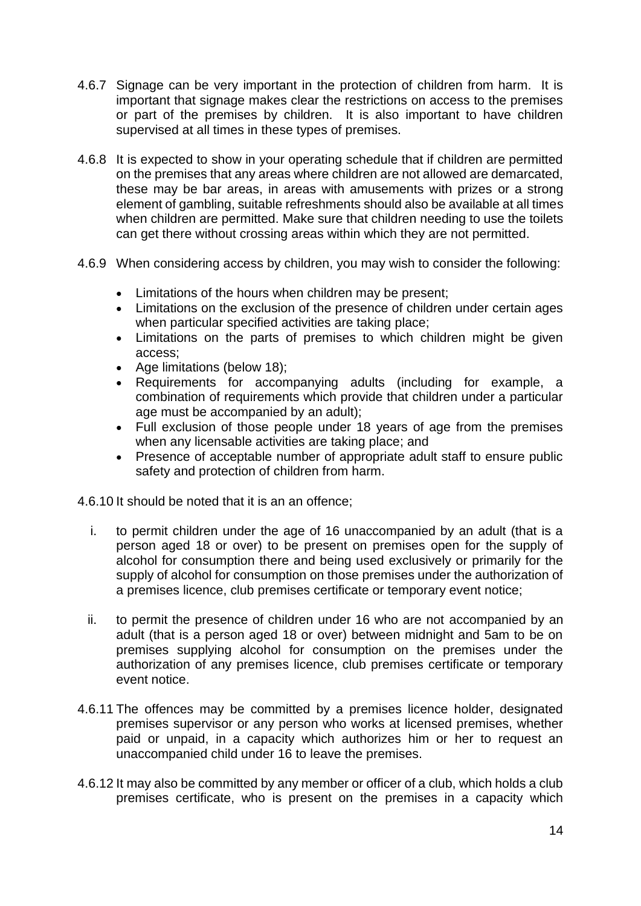4.6.7 Signage can be very important in the protection of children from harm. It is important that signage makes clear the restrictions on access to the premises or part of the premises by children. It is also important to have children supervised at all times in these types of premises.

4.6.8 It is expected to show in your operating schedule that if children are permitted on the premises that any areas where children are not allowed are demarcated, these may be bar areas, in areas with amusements with prizes or a strong element of gambling, suitable refreshments should also be available at all times when children are permitted. Make sure that children needing to use the toilets can get there without crossing areas within which they are not permitted.

4.6.9 When considering access by children, you may wish to consider the following:

- Limitations of the hours when children may be present;
- Limitations on the exclusion of the presence of children under certain ages when particular specified activities are taking place;
- Limitations on the parts of premises to which children might be given access;
- Age limitations (below 18);
- Requirements for accompanying adults (including for example, a combination of requirements which provide that children under a particular age must be accompanied by an adult);
- Full exclusion of those people under 18 years of age from the premises when any licensable activities are taking place; and
- Presence of acceptable number of appropriate adult staff to ensure public safety and protection of children from harm.

4.6.10 It should be noted that it is an an offence;

i. to permit children under the age of 16 unaccompanied by an adult (that is a person aged 18 or over) to be present on premises open for the supply of alcohol for consumption there and being used exclusively or primarily for the supply of alcohol for consumption on those premises under the authorization of a premises licence, club premises certificate or temporary event notice;

ii. to permit the presence of children under 16 who are not accompanied by an adult (that is a person aged 18 or over) between midnight and 5am to be on premises supplying alcohol for consumption on the premises under the authorization of any premises licence, club premises certificate or temporary event notice.

4.6.11 The offences may be committed by a premises licence holder, designated premises supervisor or any person who works at licensed premises, whether paid or unpaid, in a capacity which authorizes him or her to request an unaccompanied child under 16 to leave the premises.

4.6.12 It may also be committed by any member or officer of a club, which holds a club premises certificate, who is present on the premises in a capacity which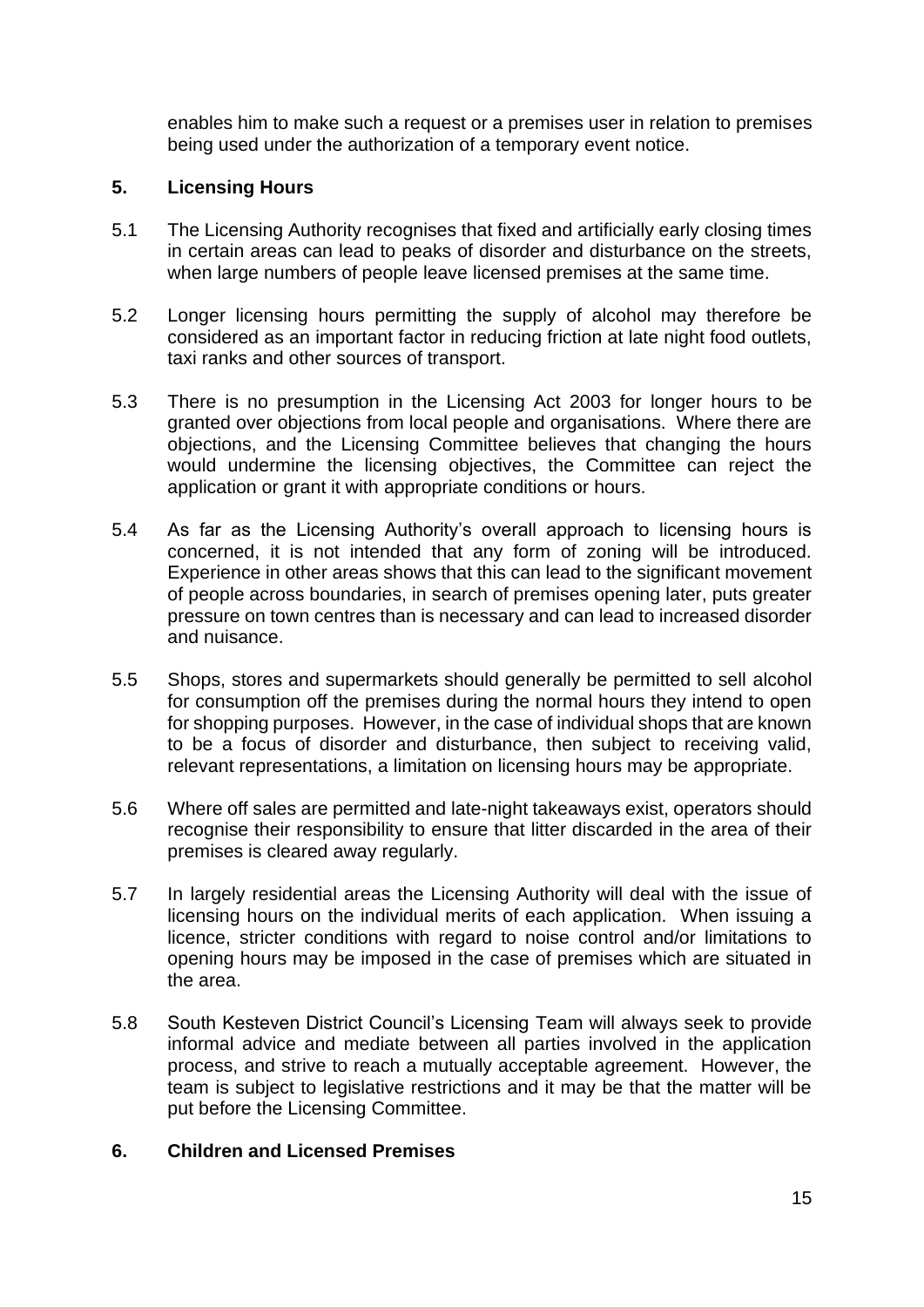enables him to make such a request or a premises user in relation to premises being used under the authorization of a temporary event notice.

## 5. Licensing Hours

5.1 The Licensing Authority recognises that fixed and artificially early closing times in certain areas can lead to peaks of disorder and disturbance on the streets, when large numbers of people leave licensed premises at the same time.

5.2 Longer licensing hours permitting the supply of alcohol may therefore be considered as an important factor in reducing friction at late night food outlets, taxi ranks and other sources of transport.

5.3 There is no presumption in the Licensing Act 2003 for longer hours to be granted over objections from local people and organisations. Where there are objections, and the Licensing Committee believes that changing the hours would undermine the licensing objectives, the Committee can reject the application or grant it with appropriate conditions or hours.

5.4 As far as the Licensing Authority's overall approach to licensing hours is concerned, it is not intended that any form of zoning will be introduced. Experience in other areas shows that this can lead to the significant movement of people across boundaries, in search of premises opening later, puts greater pressure on town centres than is necessary and can lead to increased disorder and nuisance.

5.5 Shops, stores and supermarkets should generally be permitted to sell alcohol for consumption off the premises during the normal hours they intend to open for shopping purposes. However, in the case of individual shops that are known to be a focus of disorder and disturbance, then subject to receiving valid, relevant representations, a limitation on licensing hours may be appropriate.

5.6 Where off sales are permitted and late-night takeaways exist, operators should recognise their responsibility to ensure that litter discarded in the area of their premises is cleared away regularly.

5.7 In largely residential areas the Licensing Authority will deal with the issue of licensing hours on the individual merits of each application. When issuing a licence, stricter conditions with regard to noise control and/or limitations to opening hours may be imposed in the case of premises which are situated in the area.

5.8 South Kesteven District Council's Licensing Team will always seek to provide informal advice and mediate between all parties involved in the application process, and strive to reach a mutually acceptable agreement. However, the team is subject to legislative restrictions and it may be that the matter will be put before the Licensing Committee.

## 6. Children and Licensed Premises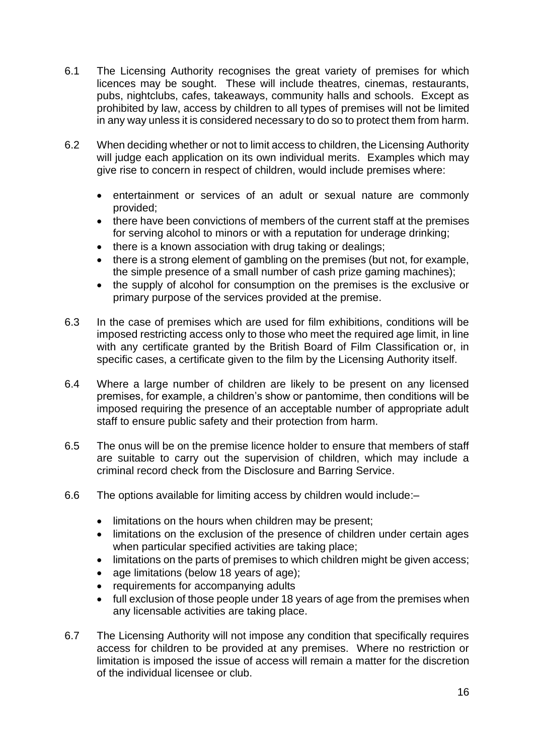6.1 The Licensing Authority recognises the great variety of premises for which licences may be sought. These will include theatres, cinemas, restaurants, pubs, nightclubs, cafes, takeaways, community halls and schools. Except as prohibited by law, access by children to all types of premises will not be limited in any way unless it is considered necessary to do so to protect them from harm.

6.2 When deciding whether or not to limit access to children, the Licensing Authority will judge each application on its own individual merits. Examples which may give rise to concern in respect of children, would include premises where:

- entertainment or services of an adult or sexual nature are commonly provided;
- there have been convictions of members of the current staff at the premises for serving alcohol to minors or with a reputation for underage drinking;
- there is a known association with drug taking or dealings;
- there is a strong element of gambling on the premises (but not, for example, the simple presence of a small number of cash prize gaming machines);
- the supply of alcohol for consumption on the premises is the exclusive or primary purpose of the services provided at the premise.

6.3 In the case of premises which are used for film exhibitions, conditions will be imposed restricting access only to those who meet the required age limit, in line with any certificate granted by the British Board of Film Classification or, in specific cases, a certificate given to the film by the Licensing Authority itself.

6.4 Where a large number of children are likely to be present on any licensed premises, for example, a children's show or pantomime, then conditions will be imposed requiring the presence of an acceptable number of appropriate adult staff to ensure public safety and their protection from harm.

6.5 The onus will be on the premise licence holder to ensure that members of staff are suitable to carry out the supervision of children, which may include a criminal record check from the Disclosure and Barring Service.

6.6 The options available for limiting access by children would include:–

- limitations on the hours when children may be present;
- limitations on the exclusion of the presence of children under certain ages when particular specified activities are taking place;
- limitations on the parts of premises to which children might be given access;
- age limitations (below 18 years of age);
- requirements for accompanying adults
- full exclusion of those people under 18 years of age from the premises when any licensable activities are taking place.

6.7 The Licensing Authority will not impose any condition that specifically requires access for children to be provided at any premises. Where no restriction or limitation is imposed the issue of access will remain a matter for the discretion of the individual licensee or club.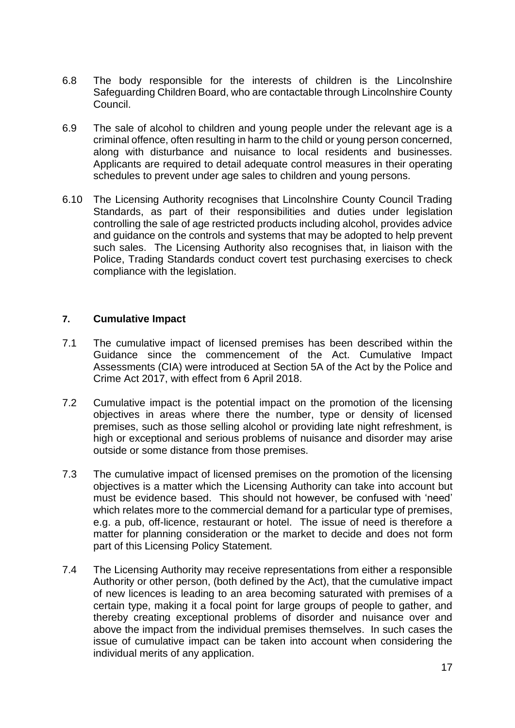6.8 The body responsible for the interests of children is the Lincolnshire Safeguarding Children Board, who are contactable through Lincolnshire County Council.

6.9 The sale of alcohol to children and young people under the relevant age is a criminal offence, often resulting in harm to the child or young person concerned, along with disturbance and nuisance to local residents and businesses. Applicants are required to detail adequate control measures in their operating schedules to prevent under age sales to children and young persons.

6.10 The Licensing Authority recognises that Lincolnshire County Council Trading Standards, as part of their responsibilities and duties under legislation controlling the sale of age restricted products including alcohol, provides advice and guidance on the controls and systems that may be adopted to help prevent such sales. The Licensing Authority also recognises that, in liaison with the Police, Trading Standards conduct covert test purchasing exercises to check compliance with the legislation.

## 7. Cumulative Impact

7.1 The cumulative impact of licensed premises has been described within the Guidance since the commencement of the Act. Cumulative Impact Assessments (CIA) were introduced at Section 5A of the Act by the Police and Crime Act 2017, with effect from 6 April 2018.

7.2 Cumulative impact is the potential impact on the promotion of the licensing objectives in areas where there the number, type or density of licensed premises, such as those selling alcohol or providing late night refreshment, is high or exceptional and serious problems of nuisance and disorder may arise outside or some distance from those premises.

7.3 The cumulative impact of licensed premises on the promotion of the licensing objectives is a matter which the Licensing Authority can take into account but must be evidence based. This should not however, be confused with 'need' which relates more to the commercial demand for a particular type of premises, e.g. a pub, off-licence, restaurant or hotel. The issue of need is therefore a matter for planning consideration or the market to decide and does not form part of this Licensing Policy Statement.

7.4 The Licensing Authority may receive representations from either a responsible Authority or other person, (both defined by the Act), that the cumulative impact of new licences is leading to an area becoming saturated with premises of a certain type, making it a focal point for large groups of people to gather, and thereby creating exceptional problems of disorder and nuisance over and above the impact from the individual premises themselves. In such cases the issue of cumulative impact can be taken into account when considering the individual merits of any application.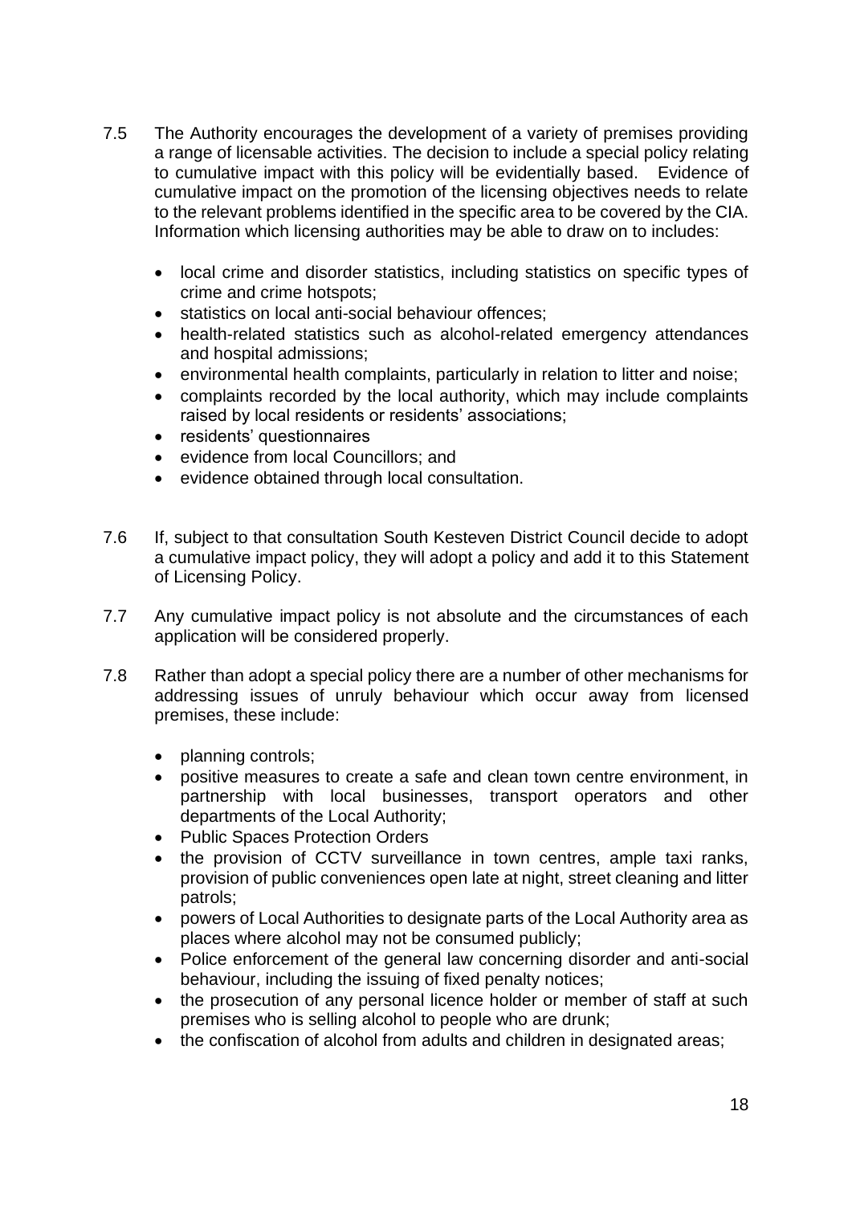7.5 The Authority encourages the development of a variety of premises providing a range of licensable activities. The decision to include a special policy relating to cumulative impact with this policy will be evidentially based. Evidence of cumulative impact on the promotion of the licensing objectives needs to relate to the relevant problems identified in the specific area to be covered by the CIA. Information which licensing authorities may be able to draw on to includes:

- local crime and disorder statistics, including statistics on specific types of crime and crime hotspots;
- statistics on local anti-social behaviour offences;
- health-related statistics such as alcohol-related emergency attendances and hospital admissions;
- environmental health complaints, particularly in relation to litter and noise;
- complaints recorded by the local authority, which may include complaints raised by local residents or residents' associations;
- residents' questionnaires
- evidence from local Councillors; and
- evidence obtained through local consultation.

7.6 If, subject to that consultation South Kesteven District Council decide to adopt a cumulative impact policy, they will adopt a policy and add it to this Statement of Licensing Policy.

7.7 Any cumulative impact policy is not absolute and the circumstances of each application will be considered properly.

7.8 Rather than adopt a special policy there are a number of other mechanisms for addressing issues of unruly behaviour which occur away from licensed premises, these include:

- planning controls;
- positive measures to create a safe and clean town centre environment, in partnership with local businesses, transport operators and other departments of the Local Authority;
- Public Spaces Protection Orders
- the provision of CCTV surveillance in town centres, ample taxi ranks, provision of public conveniences open late at night, street cleaning and litter patrols;
- powers of Local Authorities to designate parts of the Local Authority area as places where alcohol may not be consumed publicly;
- Police enforcement of the general law concerning disorder and anti-social behaviour, including the issuing of fixed penalty notices;
- the prosecution of any personal licence holder or member of staff at such premises who is selling alcohol to people who are drunk;
- the confiscation of alcohol from adults and children in designated areas;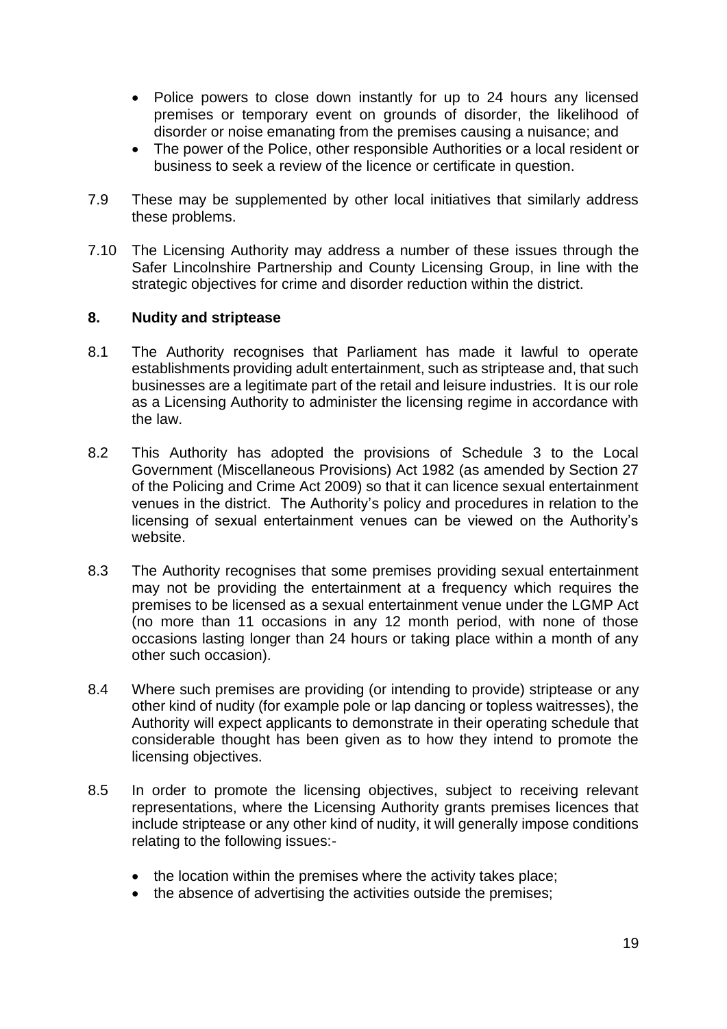- Police powers to close down instantly for up to 24 hours any licensed premises or temporary event on grounds of disorder, the likelihood of disorder or noise emanating from the premises causing a nuisance; and
- The power of the Police, other responsible Authorities or a local resident or business to seek a review of the licence or certificate in question.

7.9 These may be supplemented by other local initiatives that similarly address these problems.

7.10 The Licensing Authority may address a number of these issues through the Safer Lincolnshire Partnership and County Licensing Group, in line with the strategic objectives for crime and disorder reduction within the district.

## 8. Nudity and striptease

8.1 The Authority recognises that Parliament has made it lawful to operate establishments providing adult entertainment, such as striptease and, that such businesses are a legitimate part of the retail and leisure industries. It is our role as a Licensing Authority to administer the licensing regime in accordance with the law.

8.2 This Authority has adopted the provisions of Schedule 3 to the Local Government (Miscellaneous Provisions) Act 1982 (as amended by Section 27 of the Policing and Crime Act 2009) so that it can licence sexual entertainment venues in the district. The Authority's policy and procedures in relation to the licensing of sexual entertainment venues can be viewed on the Authority's website.

8.3 The Authority recognises that some premises providing sexual entertainment may not be providing the entertainment at a frequency which requires the premises to be licensed as a sexual entertainment venue under the LGMP Act (no more than 11 occasions in any 12 month period, with none of those occasions lasting longer than 24 hours or taking place within a month of any other such occasion).

8.4 Where such premises are providing (or intending to provide) striptease or any other kind of nudity (for example pole or lap dancing or topless waitresses), the Authority will expect applicants to demonstrate in their operating schedule that considerable thought has been given as to how they intend to promote the licensing objectives.

8.5 In order to promote the licensing objectives, subject to receiving relevant representations, where the Licensing Authority grants premises licences that include striptease or any other kind of nudity, it will generally impose conditions relating to the following issues:-

- the location within the premises where the activity takes place;
- the absence of advertising the activities outside the premises;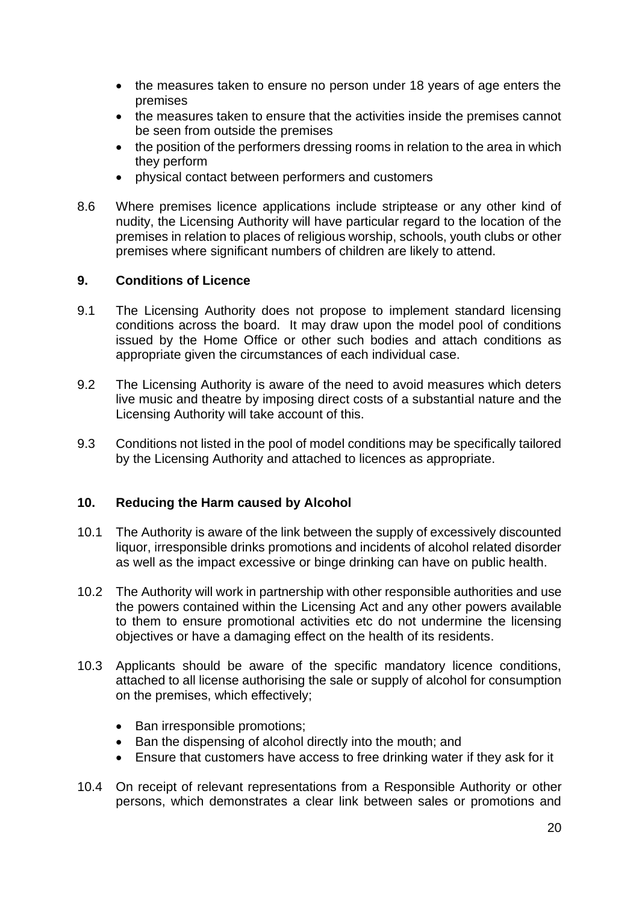- the measures taken to ensure no person under 18 years of age enters the premises
- the measures taken to ensure that the activities inside the premises cannot be seen from outside the premises
- the position of the performers dressing rooms in relation to the area in which they perform
- physical contact between performers and customers

8.6 Where premises licence applications include striptease or any other kind of nudity, the Licensing Authority will have particular regard to the location of the premises in relation to places of religious worship, schools, youth clubs or other premises where significant numbers of children are likely to attend.

## 9. Conditions of Licence

9.1 The Licensing Authority does not propose to implement standard licensing conditions across the board. It may draw upon the model pool of conditions issued by the Home Office or other such bodies and attach conditions as appropriate given the circumstances of each individual case.

9.2 The Licensing Authority is aware of the need to avoid measures which deters live music and theatre by imposing direct costs of a substantial nature and the Licensing Authority will take account of this.

9.3 Conditions not listed in the pool of model conditions may be specifically tailored by the Licensing Authority and attached to licences as appropriate.

## 10. Reducing the Harm caused by Alcohol

10.1 The Authority is aware of the link between the supply of excessively discounted liquor, irresponsible drinks promotions and incidents of alcohol related disorder as well as the impact excessive or binge drinking can have on public health.

10.2 The Authority will work in partnership with other responsible authorities and use the powers contained within the Licensing Act and any other powers available to them to ensure promotional activities etc do not undermine the licensing objectives or have a damaging effect on the health of its residents.

10.3 Applicants should be aware of the specific mandatory licence conditions, attached to all license authorising the sale or supply of alcohol for consumption on the premises, which effectively;

- Ban irresponsible promotions;
- Ban the dispensing of alcohol directly into the mouth; and
- Ensure that customers have access to free drinking water if they ask for it

10.4 On receipt of relevant representations from a Responsible Authority or other persons, which demonstrates a clear link between sales or promotions and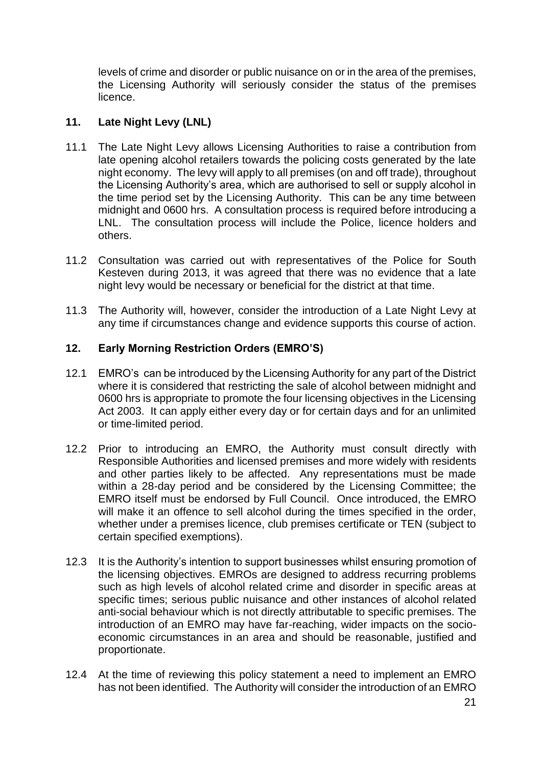levels of crime and disorder or public nuisance on or in the area of the premises, the Licensing Authority will seriously consider the status of the premises licence.

## 11. Late Night Levy (LNL)

11.1 The Late Night Levy allows Licensing Authorities to raise a contribution from late opening alcohol retailers towards the policing costs generated by the late night economy. The levy will apply to all premises (on and off trade), throughout the Licensing Authority's area, which are authorised to sell or supply alcohol in the time period set by the Licensing Authority. This can be any time between midnight and 0600 hrs. A consultation process is required before introducing a LNL. The consultation process will include the Police, licence holders and others.

11.2 Consultation was carried out with representatives of the Police for South Kesteven during 2013, it was agreed that there was no evidence that a late night levy would be necessary or beneficial for the district at that time.

11.3 The Authority will, however, consider the introduction of a Late Night Levy at any time if circumstances change and evidence supports this course of action.

## 12. Early Morning Restriction Orders (EMRO'S)

12.1 EMRO's can be introduced by the Licensing Authority for any part of the District where it is considered that restricting the sale of alcohol between midnight and 0600 hrs is appropriate to promote the four licensing objectives in the Licensing Act 2003. It can apply either every day or for certain days and for an unlimited or time-limited period.

12.2 Prior to introducing an EMRO, the Authority must consult directly with Responsible Authorities and licensed premises and more widely with residents and other parties likely to be affected. Any representations must be made within a 28-day period and be considered by the Licensing Committee; the EMRO itself must be endorsed by Full Council. Once introduced, the EMRO will make it an offence to sell alcohol during the times specified in the order, whether under a premises licence, club premises certificate or TEN (subject to certain specified exemptions).

12.3 It is the Authority's intention to support businesses whilst ensuring promotion of the licensing objectives. EMROs are designed to address recurring problems such as high levels of alcohol related crime and disorder in specific areas at specific times; serious public nuisance and other instances of alcohol related anti-social behaviour which is not directly attributable to specific premises. The introduction of an EMRO may have far-reaching, wider impacts on the socio-economic circumstances in an area and should be reasonable, justified and proportionate.

12.4 At the time of reviewing this policy statement a need to implement an EMRO has not been identified. The Authority will consider the introduction of an EMRO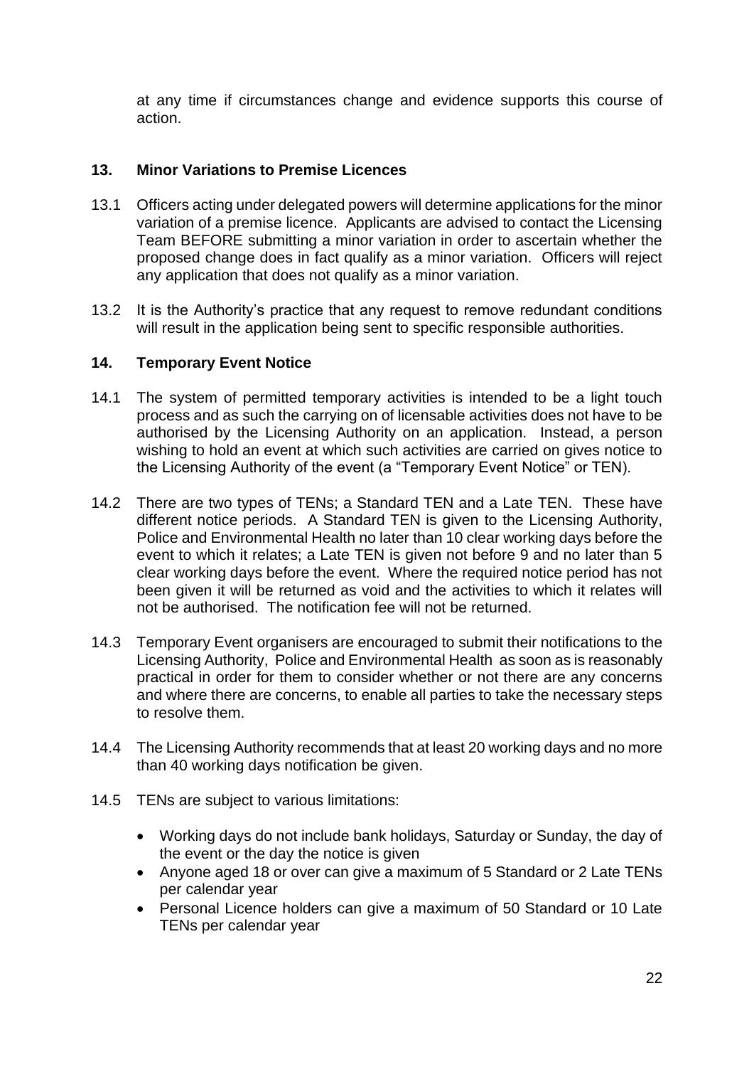at any time if circumstances change and evidence supports this course of action.

## 13. Minor Variations to Premise Licences

13.1 Officers acting under delegated powers will determine applications for the minor variation of a premise licence. Applicants are advised to contact the Licensing Team BEFORE submitting a minor variation in order to ascertain whether the proposed change does in fact qualify as a minor variation. Officers will reject any application that does not qualify as a minor variation.

13.2 It is the Authority's practice that any request to remove redundant conditions will result in the application being sent to specific responsible authorities.

## 14. Temporary Event Notice

14.1 The system of permitted temporary activities is intended to be a light touch process and as such the carrying on of licensable activities does not have to be authorised by the Licensing Authority on an application. Instead, a person wishing to hold an event at which such activities are carried on gives notice to the Licensing Authority of the event (a "Temporary Event Notice" or TEN).

14.2 There are two types of TENs; a Standard TEN and a Late TEN. These have different notice periods. A Standard TEN is given to the Licensing Authority, Police and Environmental Health no later than 10 clear working days before the event to which it relates; a Late TEN is given not before 9 and no later than 5 clear working days before the event. Where the required notice period has not been given it will be returned as void and the activities to which it relates will not be authorised. The notification fee will not be returned.

14.3 Temporary Event organisers are encouraged to submit their notifications to the Licensing Authority, Police and Environmental Health as soon as is reasonably practical in order for them to consider whether or not there are any concerns and where there are concerns, to enable all parties to take the necessary steps to resolve them.

14.4 The Licensing Authority recommends that at least 20 working days and no more than 40 working days notification be given.

14.5 TENs are subject to various limitations:

- Working days do not include bank holidays, Saturday or Sunday, the day of the event or the day the notice is given
- Anyone aged 18 or over can give a maximum of 5 Standard or 2 Late TENs per calendar year
- Personal Licence holders can give a maximum of 50 Standard or 10 Late TENs per calendar year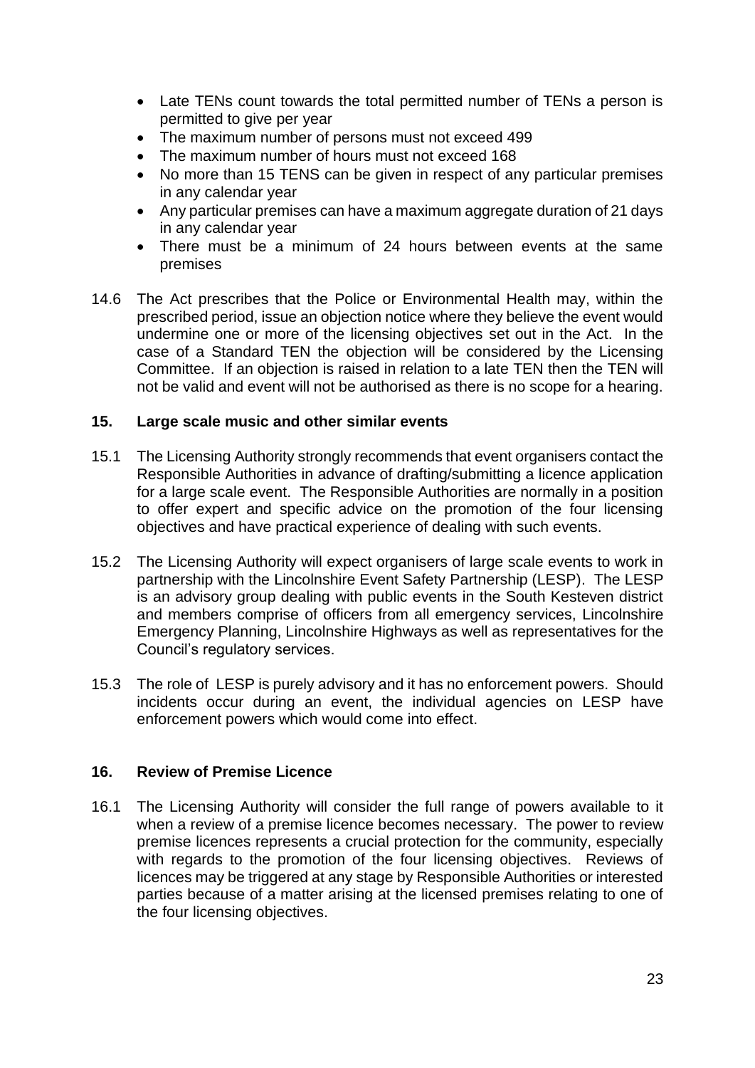- Late TENs count towards the total permitted number of TENs a person is permitted to give per year
- The maximum number of persons must not exceed 499
- The maximum number of hours must not exceed 168
- No more than 15 TENS can be given in respect of any particular premises in any calendar year
- Any particular premises can have a maximum aggregate duration of 21 days in any calendar year
- There must be a minimum of 24 hours between events at the same premises

14.6 The Act prescribes that the Police or Environmental Health may, within the prescribed period, issue an objection notice where they believe the event would undermine one or more of the licensing objectives set out in the Act. In the case of a Standard TEN the objection will be considered by the Licensing Committee. If an objection is raised in relation to a late TEN then the TEN will not be valid and event will not be authorised as there is no scope for a hearing.

## 15. Large scale music and other similar events

15.1 The Licensing Authority strongly recommends that event organisers contact the Responsible Authorities in advance of drafting/submitting a licence application for a large scale event. The Responsible Authorities are normally in a position to offer expert and specific advice on the promotion of the four licensing objectives and have practical experience of dealing with such events.

15.2 The Licensing Authority will expect organisers of large scale events to work in partnership with the Lincolnshire Event Safety Partnership (LESP). The LESP is an advisory group dealing with public events in the South Kesteven district and members comprise of officers from all emergency services, Lincolnshire Emergency Planning, Lincolnshire Highways as well as representatives for the Council's regulatory services.

15.3 The role of LESP is purely advisory and it has no enforcement powers. Should incidents occur during an event, the individual agencies on LESP have enforcement powers which would come into effect.

## 16. Review of Premise Licence

16.1 The Licensing Authority will consider the full range of powers available to it when a review of a premise licence becomes necessary. The power to review premise licences represents a crucial protection for the community, especially with regards to the promotion of the four licensing objectives. Reviews of licences may be triggered at any stage by Responsible Authorities or interested parties because of a matter arising at the licensed premises relating to one of the four licensing objectives.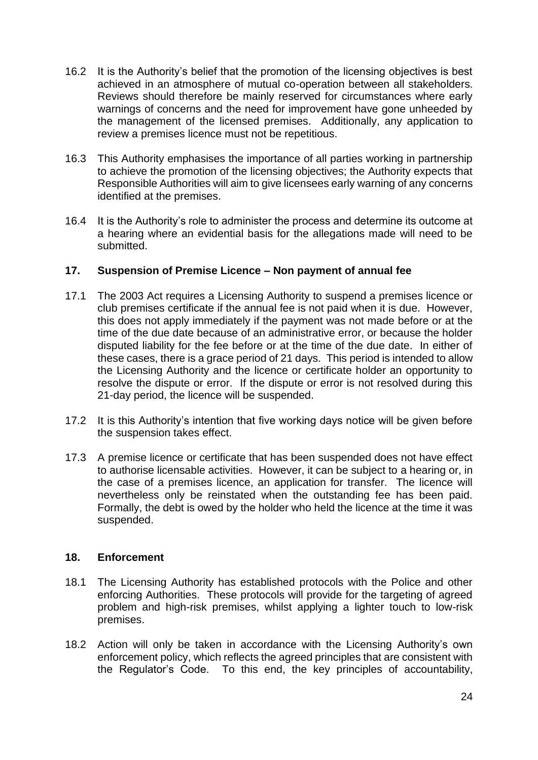16.2 It is the Authority's belief that the promotion of the licensing objectives is best achieved in an atmosphere of mutual co-operation between all stakeholders. Reviews should therefore be mainly reserved for circumstances where early warnings of concerns and the need for improvement have gone unheeded by the management of the licensed premises. Additionally, any application to review a premises licence must not be repetitious.

16.3 This Authority emphasises the importance of all parties working in partnership to achieve the promotion of the licensing objectives; the Authority expects that Responsible Authorities will aim to give licensees early warning of any concerns identified at the premises.

16.4 It is the Authority's role to administer the process and determine its outcome at a hearing where an evidential basis for the allegations made will need to be submitted.

## 17. Suspension of Premise Licence – Non payment of annual fee

17.1 The 2003 Act requires a Licensing Authority to suspend a premises licence or club premises certificate if the annual fee is not paid when it is due. However, this does not apply immediately if the payment was not made before or at the time of the due date because of an administrative error, or because the holder disputed liability for the fee before or at the time of the due date. In either of these cases, there is a grace period of 21 days. This period is intended to allow the Licensing Authority and the licence or certificate holder an opportunity to resolve the dispute or error. If the dispute or error is not resolved during this 21-day period, the licence will be suspended.

17.2 It is this Authority's intention that five working days notice will be given before the suspension takes effect.

17.3 A premise licence or certificate that has been suspended does not have effect to authorise licensable activities. However, it can be subject to a hearing or, in the case of a premises licence, an application for transfer. The licence will nevertheless only be reinstated when the outstanding fee has been paid. Formally, the debt is owed by the holder who held the licence at the time it was suspended.

## 18. Enforcement

18.1 The Licensing Authority has established protocols with the Police and other enforcing Authorities. These protocols will provide for the targeting of agreed problem and high-risk premises, whilst applying a lighter touch to low-risk premises.

18.2 Action will only be taken in accordance with the Licensing Authority's own enforcement policy, which reflects the agreed principles that are consistent with the Regulator's Code. To this end, the key principles of accountability,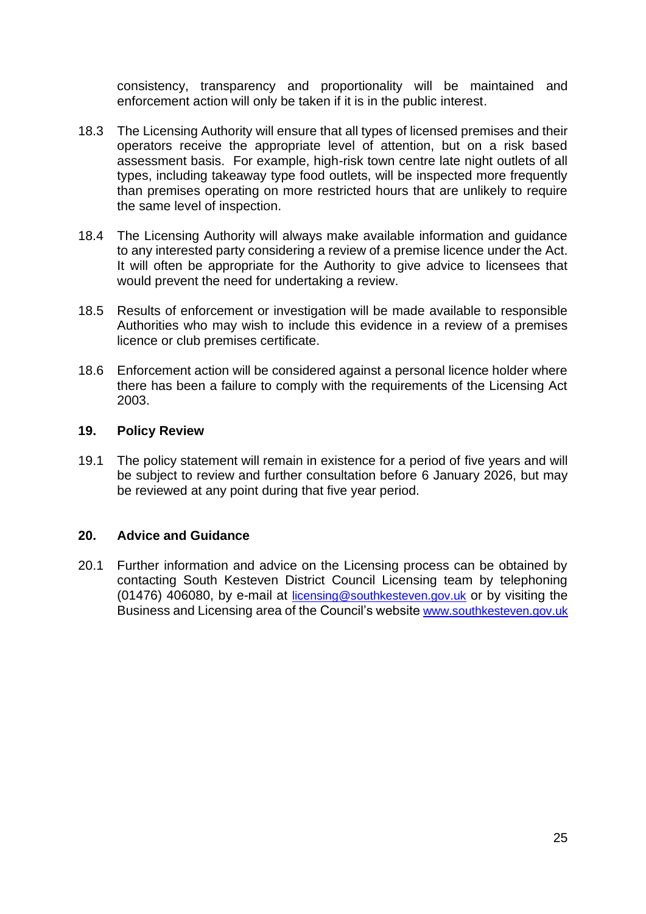consistency, transparency and proportionality will be maintained and enforcement action will only be taken if it is in the public interest.

18.3 The Licensing Authority will ensure that all types of licensed premises and their operators receive the appropriate level of attention, but on a risk based assessment basis. For example, high-risk town centre late night outlets of all types, including takeaway type food outlets, will be inspected more frequently than premises operating on more restricted hours that are unlikely to require the same level of inspection.

18.4 The Licensing Authority will always make available information and guidance to any interested party considering a review of a premise licence under the Act. It will often be appropriate for the Authority to give advice to licensees that would prevent the need for undertaking a review.

18.5 Results of enforcement or investigation will be made available to responsible Authorities who may wish to include this evidence in a review of a premises licence or club premises certificate.

18.6 Enforcement action will be considered against a personal licence holder where there has been a failure to comply with the requirements of the Licensing Act 2003.

## 19. Policy Review

19.1 The policy statement will remain in existence for a period of five years and will be subject to review and further consultation before 6 January 2026, but may be reviewed at any point during that five year period.

## 20. Advice and Guidance

20.1 Further information and advice on the Licensing process can be obtained by contacting South Kesteven District Council Licensing team by telephoning (01476) 406080, by e-mail at licensing@southkesteven.gov.uk or by visiting the Business and Licensing area of the Council's website www.southkesteven.gov.uk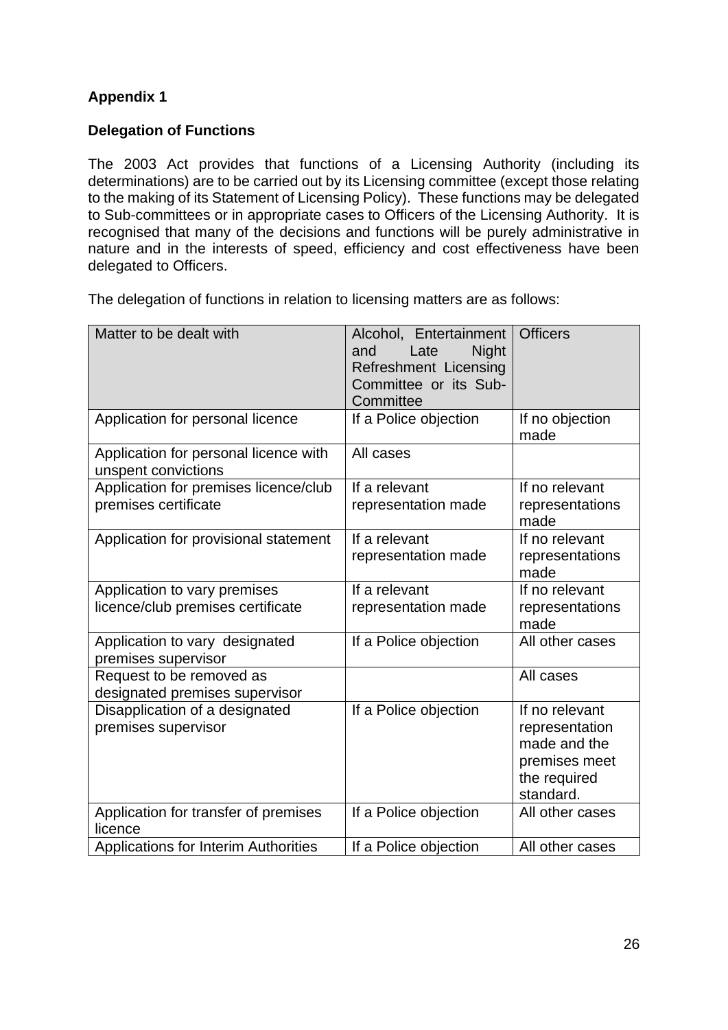**Appendix 1**

**Delegation of Functions**

The 2003 Act provides that functions of a Licensing Authority (including its determinations) are to be carried out by its Licensing committee (except those relating to the making of its Statement of Licensing Policy). These functions may be delegated to Sub-committees or in appropriate cases to Officers of the Licensing Authority. It is recognised that many of the decisions and functions will be purely administrative in nature and in the interests of speed, efficiency and cost effectiveness have been delegated to Officers.

The delegation of functions in relation to licensing matters are as follows:

| Matter to be dealt with | Alcohol, Entertainment and Late Night Refreshment Licensing Committee or its Sub-Committee | Officers |
|---|---|---|
| Application for personal licence | If a Police objection | If no objection made |
| Application for personal licence with unspent convictions | All cases | |
| Application for premises licence/club premises certificate | If a relevant representation made | If no relevant representations made |
| Application for provisional statement | If a relevant representation made | If no relevant representations made |
| Application to vary premises licence/club premises certificate | If a relevant representation made | If no relevant representations made |
| Application to vary designated premises supervisor | If a Police objection | All other cases |
| Request to be removed as designated premises supervisor | | All cases |
| Disapplication of a designated premises supervisor | If a Police objection | If no relevant representation made and the premises meet the required standard. |
| Application for transfer of premises licence | If a Police objection | All other cases |
| Applications for Interim Authorities | If a Police objection | All other cases |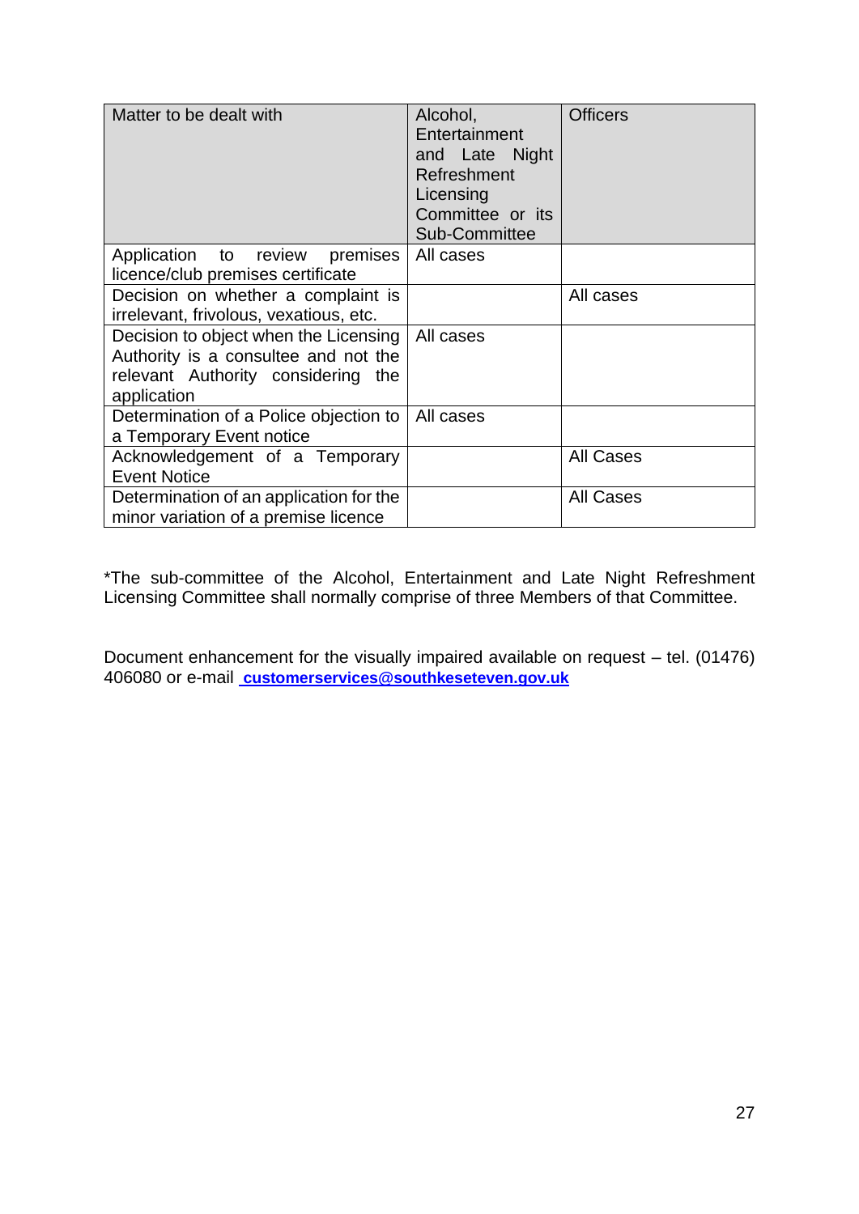| Matter to be dealt with | Alcohol, Entertainment and Late Night Refreshment Licensing Committee or its Sub-Committee | Officers |
|---|---|---|
| Application to review premises licence/club premises certificate | All cases | |
| Decision on whether a complaint is irrelevant, frivolous, vexatious, etc. | | All cases |
| Decision to object when the Licensing Authority is a consultee and not the relevant Authority considering the application | All cases | |
| Determination of a Police objection to a Temporary Event notice | All cases | |
| Acknowledgement of a Temporary Event Notice | | All Cases |
| Determination of an application for the minor variation of a premise licence | | All Cases |

*The sub-committee of the Alcohol, Entertainment and Late Night Refreshment Licensing Committee shall normally comprise of three Members of that Committee.

Document enhancement for the visually impaired available on request – tel. (01476) 406080 or e-mail **customerservices@southkeseteven.gov.uk**